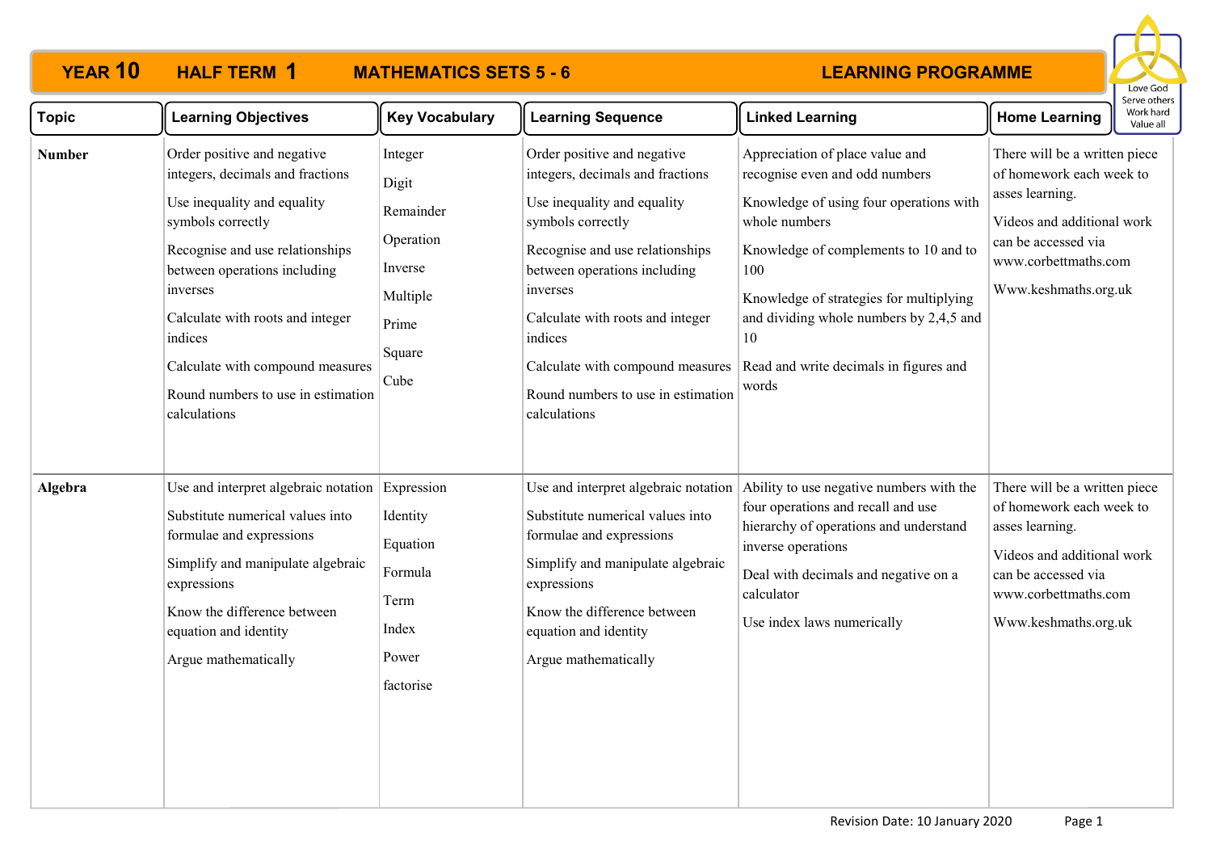# YEAR 10 HALF TERM 1 MATHEMATICS SETS 5 - 6 LEARNING PROGRAMME

Love God
Serve others
Work hard
Value all

| Topic | Learning Objectives | Key Vocabulary | Learning Sequence | Linked Learning | Home Learning |
|---|---|---|---|---|---|
| **Number** | Order positive and negative integers, decimals and fractions<br>Use inequality and equality symbols correctly<br>Recognise and use relationships between operations including inverses<br>Calculate with roots and integer indices<br>Calculate with compound measures<br>Round numbers to use in estimation calculations | Integer<br>Digit<br>Remainder<br>Operation<br>Inverse<br>Multiple<br>Prime<br>Square<br>Cube | Order positive and negative integers, decimals and fractions<br>Use inequality and equality symbols correctly<br>Recognise and use relationships between operations including inverses<br>Calculate with roots and integer indices<br>Calculate with compound measures<br>Round numbers to use in estimation calculations | Appreciation of place value and recognise even and odd numbers<br>Knowledge of using four operations with whole numbers<br>Knowledge of complements to 10 and to 100<br>Knowledge of strategies for multiplying and dividing whole numbers by 2,4,5 and 10<br>Read and write decimals in figures and words | There will be a written piece of homework each week to asses learning.<br>Videos and additional work can be accessed via www.corbettmaths.com<br>Www.keshmaths.org.uk |
| **Algebra** | Use and interpret algebraic notation<br>Substitute numerical values into formulae and expressions<br>Simplify and manipulate algebraic expressions<br>Know the difference between equation and identity<br>Argue mathematically | Expression<br>Identity<br>Equation<br>Formula<br>Term<br>Index<br>Power<br>factorise | Use and interpret algebraic notation<br>Substitute numerical values into formulae and expressions<br>Simplify and manipulate algebraic expressions<br>Know the difference between equation and identity<br>Argue mathematically | Ability to use negative numbers with the four operations and recall and use hierarchy of operations and understand inverse operations<br>Deal with decimals and negative on a calculator<br>Use index laws numerically | There will be a written piece of homework each week to asses learning.<br>Videos and additional work can be accessed via www.corbettmaths.com<br>Www.keshmaths.org.uk |

Revision Date: 10 January 2020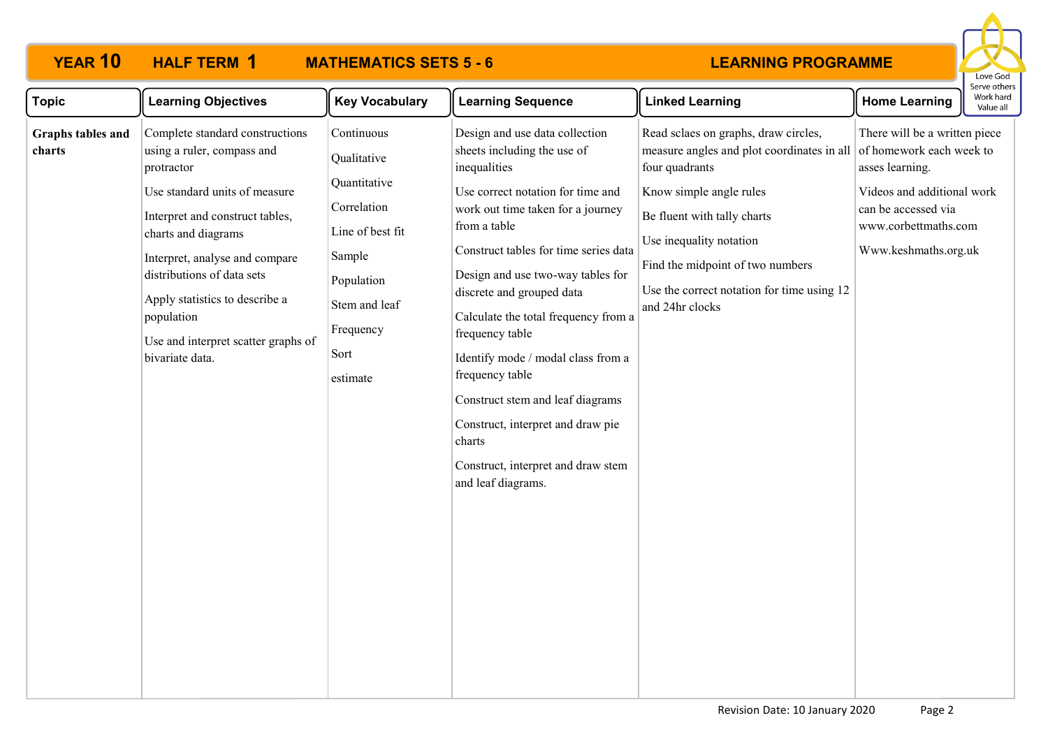# YEAR 10 HALF TERM 1 MATHEMATICS SETS 5 - 6 LEARNING PROGRAMME

| Topic | Learning Objectives | Key Vocabulary | Learning Sequence | Linked Learning | Home Learning |
|---|---|---|---|---|---|
| **Graphs tables and charts** | Complete standard constructions using a ruler, compass and protractor<br><br>Use standard units of measure<br><br>Interpret and construct tables, charts and diagrams<br><br>Interpret, analyse and compare distributions of data sets<br><br>Apply statistics to describe a population<br><br>Use and interpret scatter graphs of bivariate data. | Continuous<br><br>Qualitative<br><br>Quantitative<br><br>Correlation<br><br>Line of best fit<br><br>Sample<br><br>Population<br><br>Stem and leaf<br><br>Frequency<br><br>Sort<br><br>estimate | Design and use data collection sheets including the use of inequalities<br><br>Use correct notation for time and work out time taken for a journey from a table<br><br>Construct tables for time series data<br><br>Design and use two-way tables for discrete and grouped data<br><br>Calculate the total frequency from a frequency table<br><br>Identify mode / modal class from a frequency table<br><br>Construct stem and leaf diagrams<br><br>Construct, interpret and draw pie charts<br><br>Construct, interpret and draw stem and leaf diagrams. | Read sclaes on graphs, draw circles, measure angles and plot coordinates in all four quadrants<br><br>Know simple angle rules<br><br>Be fluent with tally charts<br><br>Use inequality notation<br><br>Find the midpoint of two numbers<br><br>Use the correct notation for time using 12 and 24hr clocks | There will be a written piece of homework each week to asses learning.<br><br>Videos and additional work can be accessed via www.corbettmaths.com<br><br>Www.keshmaths.org.uk |

Revision Date: 10 January 2020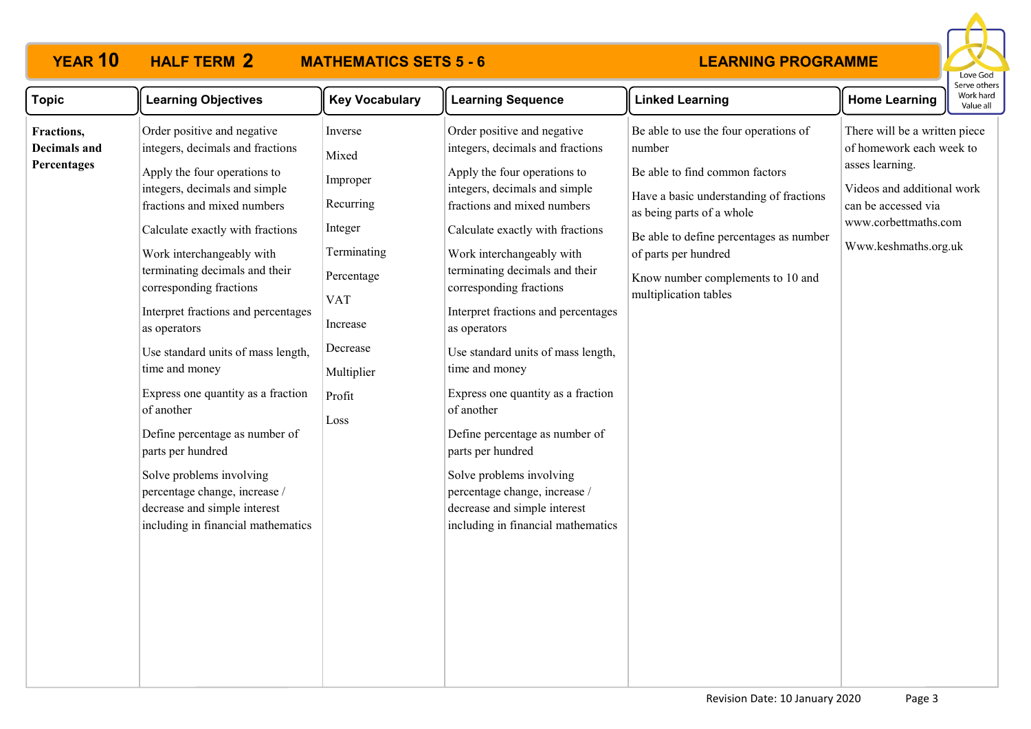# YEAR 10 HALF TERM 2 MATHEMATICS SETS 5 - 6 LEARNING PROGRAMME

Love God Serve others Work hard Value all

| Topic | Learning Objectives | Key Vocabulary | Learning Sequence | Linked Learning | Home Learning |
|---|---|---|---|---|---|
| **Fractions, Decimals and Percentages** | Order positive and negative integers, decimals and fractions<br><br>Apply the four operations to integers, decimals and simple fractions and mixed numbers<br><br>Calculate exactly with fractions<br><br>Work interchangeably with terminating decimals and their corresponding fractions<br><br>Interpret fractions and percentages as operators<br><br>Use standard units of mass length, time and money<br><br>Express one quantity as a fraction of another<br><br>Define percentage as number of parts per hundred<br><br>Solve problems involving percentage change, increase / decrease and simple interest including in financial mathematics | Inverse<br>Mixed<br>Improper<br>Recurring<br>Integer<br>Terminating<br>Percentage<br>VAT<br>Increase<br>Decrease<br>Multiplier<br>Profit<br>Loss | Order positive and negative integers, decimals and fractions<br><br>Apply the four operations to integers, decimals and simple fractions and mixed numbers<br><br>Calculate exactly with fractions<br><br>Work interchangeably with terminating decimals and their corresponding fractions<br><br>Interpret fractions and percentages as operators<br><br>Use standard units of mass length, time and money<br><br>Express one quantity as a fraction of another<br><br>Define percentage as number of parts per hundred<br><br>Solve problems involving percentage change, increase / decrease and simple interest including in financial mathematics | Be able to use the four operations of number<br><br>Be able to find common factors<br><br>Have a basic understanding of fractions as being parts of a whole<br><br>Be able to define percentages as number of parts per hundred<br><br>Know number complements to 10 and multiplication tables | There will be a written piece of homework each week to asses learning.<br><br>Videos and additional work can be accessed via www.corbettmaths.com<br><br>Www.keshmaths.org.uk |

Revision Date: 10 January 2020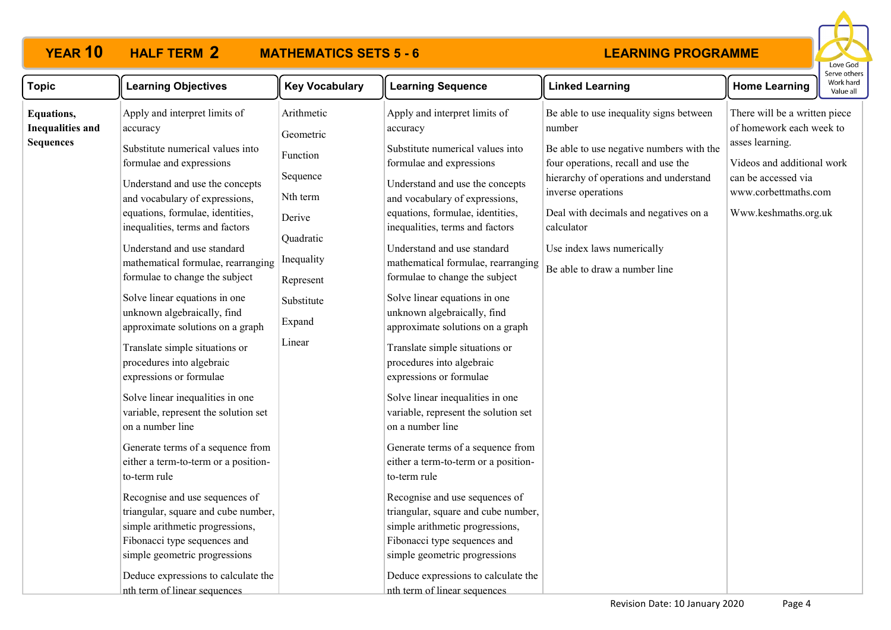# YEAR 10 HALF TERM 2 MATHEMATICS SETS 5 - 6 LEARNING PROGRAMME

| Topic | Learning Objectives | Key Vocabulary | Learning Sequence | Linked Learning | Home Learning |
|---|---|---|---|---|---|
| **Equations, Inequalities and Sequences** | Apply and interpret limits of accuracy<br><br>Substitute numerical values into formulae and expressions<br><br>Understand and use the concepts and vocabulary of expressions, equations, formulae, identities, inequalities, terms and factors<br><br>Understand and use standard mathematical formulae, rearranging formulae to change the subject<br><br>Solve linear equations in one unknown algebraically, find approximate solutions on a graph<br><br>Translate simple situations or procedures into algebraic expressions or formulae<br><br>Solve linear inequalities in one variable, represent the solution set on a number line<br><br>Generate terms of a sequence from either a term-to-term or a position-to-term rule<br><br>Recognise and use sequences of triangular, square and cube number, simple arithmetic progressions, Fibonacci type sequences and simple geometric progressions<br><br>Deduce expressions to calculate the nth term of linear sequences | Arithmetic<br><br>Geometric<br><br>Function<br><br>Sequence<br><br>Nth term<br><br>Derive<br><br>Quadratic<br><br>Inequality<br><br>Represent<br><br>Substitute<br><br>Expand<br><br>Linear | Apply and interpret limits of accuracy<br><br>Substitute numerical values into formulae and expressions<br><br>Understand and use the concepts and vocabulary of expressions, equations, formulae, identities, inequalities, terms and factors<br><br>Understand and use standard mathematical formulae, rearranging formulae to change the subject<br><br>Solve linear equations in one unknown algebraically, find approximate solutions on a graph<br><br>Translate simple situations or procedures into algebraic expressions or formulae<br><br>Solve linear inequalities in one variable, represent the solution set on a number line<br><br>Generate terms of a sequence from either a term-to-term or a position-to-term rule<br><br>Recognise and use sequences of triangular, square and cube number, simple arithmetic progressions, Fibonacci type sequences and simple geometric progressions<br><br>Deduce expressions to calculate the nth term of linear sequences | Be able to use inequality signs between number<br><br>Be able to use negative numbers with the four operations, recall and use the hierarchy of operations and understand inverse operations<br><br>Deal with decimals and negatives on a calculator<br><br>Use index laws numerically<br><br>Be able to draw a number line | There will be a written piece of homework each week to asses learning.<br><br>Videos and additional work can be accessed via www.corbettmaths.com<br><br>Www.keshmaths.org.uk |

Revision Date: 10 January 2020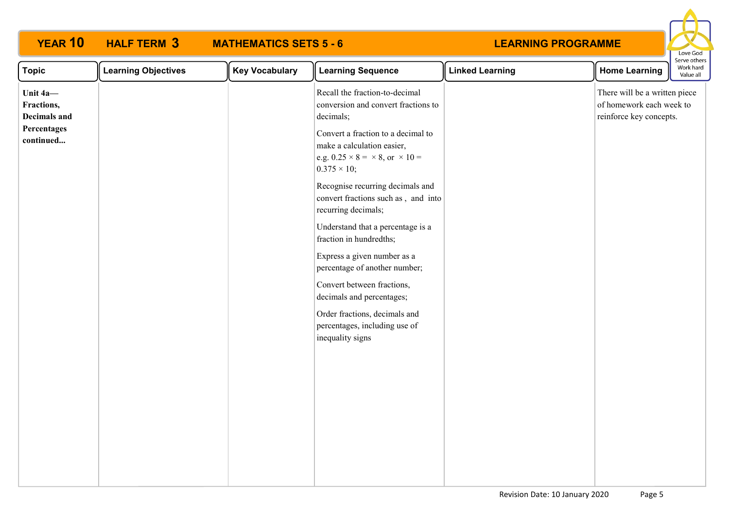# YEAR 10 HALF TERM 3 MATHEMATICS SETS 5 - 6 LEARNING PROGRAMME

| Topic | Learning Objectives | Key Vocabulary | Learning Sequence | Linked Learning | Home Learning |
|---|---|---|---|---|---|
| **Unit 4a— Fractions, Decimals and Percentages continued...** | | | Recall the fraction-to-decimal conversion and convert fractions to decimals;<br><br>Convert a fraction to a decimal to make a calculation easier, e.g. $0.25 \times 8 = \times 8$, or $\times 10 = 0.375 \times 10$;<br><br>Recognise recurring decimals and convert fractions such as , and into recurring decimals;<br><br>Understand that a percentage is a fraction in hundredths;<br><br>Express a given number as a percentage of another number;<br><br>Convert between fractions, decimals and percentages;<br><br>Order fractions, decimals and percentages, including use of inequality signs | | There will be a written piece of homework each week to reinforce key concepts. |

Revision Date: 10 January 2020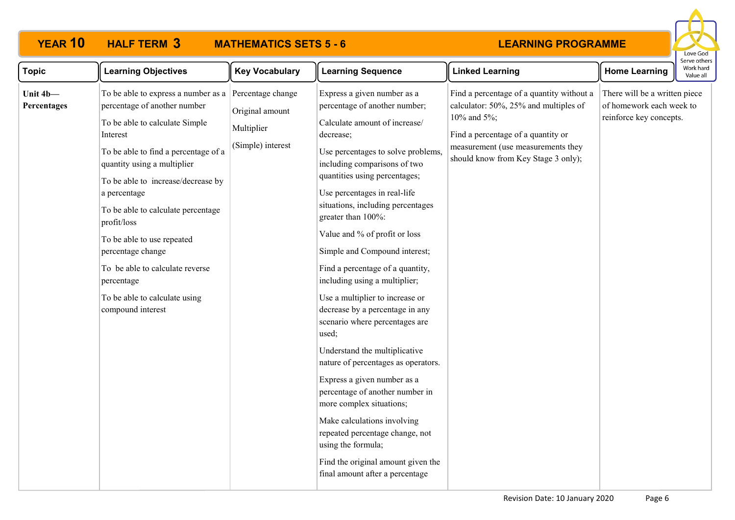# YEAR 10 HALF TERM 3 MATHEMATICS SETS 5 - 6 LEARNING PROGRAMME

| Topic | Learning Objectives | Key Vocabulary | Learning Sequence | Linked Learning | Home Learning |
|---|---|---|---|---|---|
| **Unit 4b—Percentages** | To be able to express a number as a percentage of another number<br><br>To be able to calculate Simple Interest<br><br>To be able to find a percentage of a quantity using a multiplier<br><br>To be able to increase/decrease by a percentage<br><br>To be able to calculate percentage profit/loss<br><br>To be able to use repeated percentage change<br><br>To be able to calculate reverse percentage<br><br>To be able to calculate using compound interest | Percentage change<br><br>Original amount<br><br>Multiplier<br><br>(Simple) interest | Express a given number as a percentage of another number;<br><br>Calculate amount of increase/ decrease;<br><br>Use percentages to solve problems, including comparisons of two quantities using percentages;<br><br>Use percentages in real-life situations, including percentages greater than 100%:<br><br>Value and % of profit or loss<br><br>Simple and Compound interest;<br><br>Find a percentage of a quantity, including using a multiplier;<br><br>Use a multiplier to increase or decrease by a percentage in any scenario where percentages are used;<br><br>Understand the multiplicative nature of percentages as operators.<br><br>Express a given number as a percentage of another number in more complex situations;<br><br>Make calculations involving repeated percentage change, not using the formula;<br><br>Find the original amount given the final amount after a percentage | Find a percentage of a quantity without a calculator: 50%, 25% and multiples of 10% and 5%;<br><br>Find a percentage of a quantity or measurement (use measurements they should know from Key Stage 3 only); | There will be a written piece of homework each week to reinforce key concepts. |

Revision Date: 10 January 2020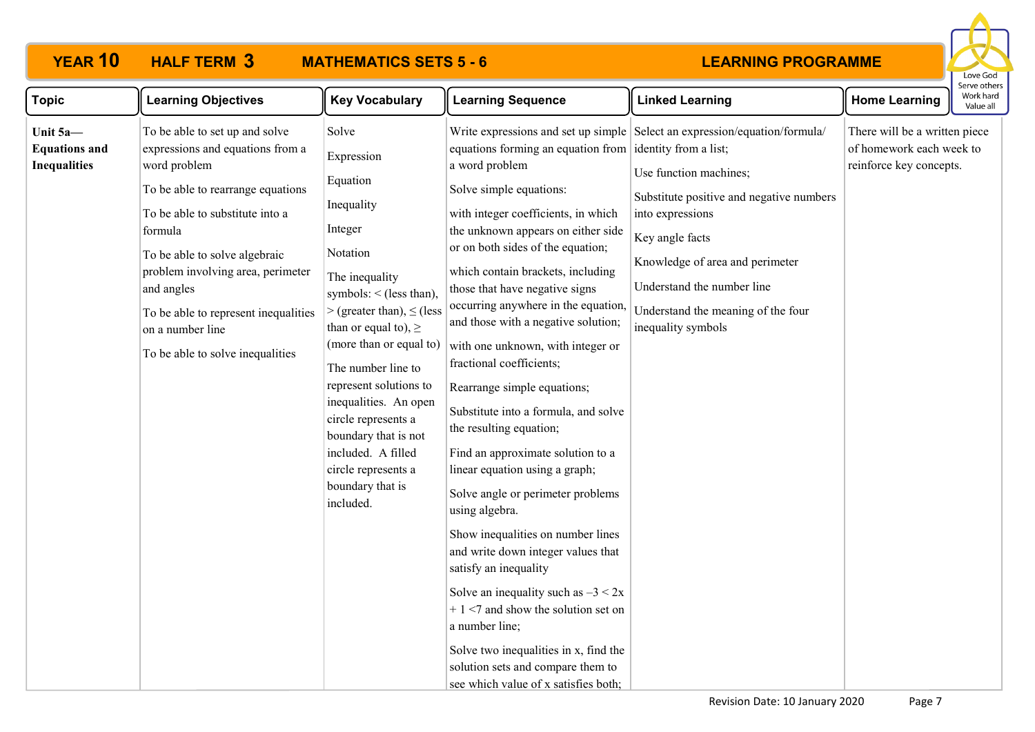# YEAR 10 HALF TERM 3 MATHEMATICS SETS 5 - 6 LEARNING PROGRAMME

Love God
Serve others
Work hard
Value all

| Topic | Learning Objectives | Key Vocabulary | Learning Sequence | Linked Learning | Home Learning |
|---|---|---|---|---|---|
| **Unit 5a— Equations and Inequalities** | To be able to set up and solve expressions and equations from a word problem<br><br>To be able to rearrange equations<br><br>To be able to substitute into a formula<br><br>To be able to solve algebraic problem involving area, perimeter and angles<br><br>To be able to represent inequalities on a number line<br><br>To be able to solve inequalities | Solve<br><br>Expression<br><br>Equation<br><br>Inequality<br><br>Integer<br><br>Notation<br><br>The inequality symbols: < (less than), > (greater than), ≤ (less than or equal to), ≥ (more than or equal to)<br><br>The number line to represent solutions to inequalities. An open circle represents a boundary that is not included. A filled circle represents a boundary that is included. | Write expressions and set up simple equations forming an equation from a word problem<br><br>Solve simple equations:<br><br>with integer coefficients, in which the unknown appears on either side or on both sides of the equation;<br><br>which contain brackets, including those that have negative signs occurring anywhere in the equation, and those with a negative solution;<br><br>with one unknown, with integer or fractional coefficients;<br><br>Rearrange simple equations;<br><br>Substitute into a formula, and solve the resulting equation;<br><br>Find an approximate solution to a linear equation using a graph;<br><br>Solve angle or perimeter problems using algebra.<br><br>Show inequalities on number lines and write down integer values that satisfy an inequality<br><br>Solve an inequality such as $-3 < 2x + 1 < 7$ and show the solution set on a number line;<br><br>Solve two inequalities in x, find the solution sets and compare them to see which value of x satisfies both; | Select an expression/equation/formula/ identity from a list;<br><br>Use function machines;<br><br>Substitute positive and negative numbers into expressions<br><br>Key angle facts<br><br>Knowledge of area and perimeter<br><br>Understand the number line<br><br>Understand the meaning of the four inequality symbols | There will be a written piece of homework each week to reinforce key concepts. |

Revision Date: 10 January 2020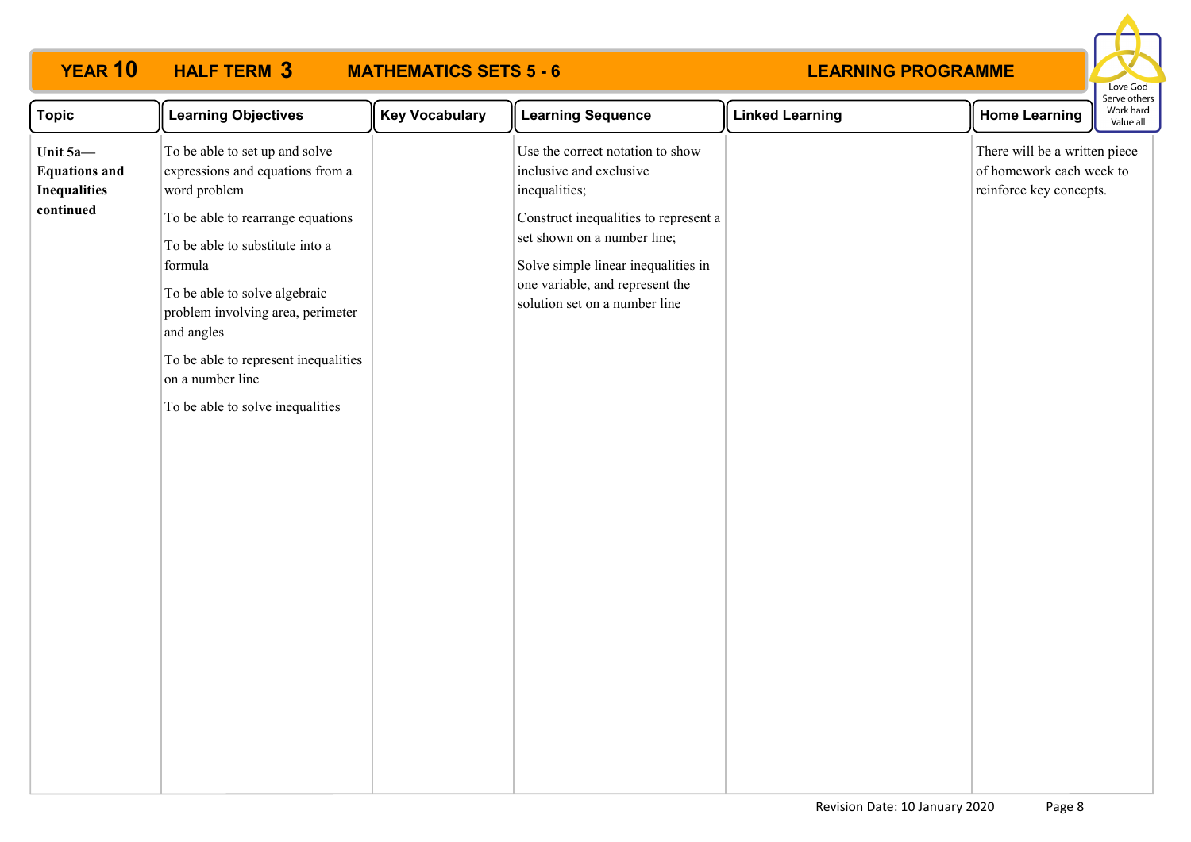# YEAR 10 HALF TERM 3 MATHEMATICS SETS 5 - 6 LEARNING PROGRAMME

| Topic | Learning Objectives | Key Vocabulary | Learning Sequence | Linked Learning | Home Learning |
|---|---|---|---|---|---|
| **Unit 5a— Equations and Inequalities continued** | To be able to set up and solve expressions and equations from a word problem<br><br>To be able to rearrange equations<br><br>To be able to substitute into a formula<br><br>To be able to solve algebraic problem involving area, perimeter and angles<br><br>To be able to represent inequalities on a number line<br><br>To be able to solve inequalities | | Use the correct notation to show inclusive and exclusive inequalities;<br><br>Construct inequalities to represent a set shown on a number line;<br><br>Solve simple linear inequalities in one variable, and represent the solution set on a number line | | There will be a written piece of homework each week to reinforce key concepts. |

Revision Date: 10 January 2020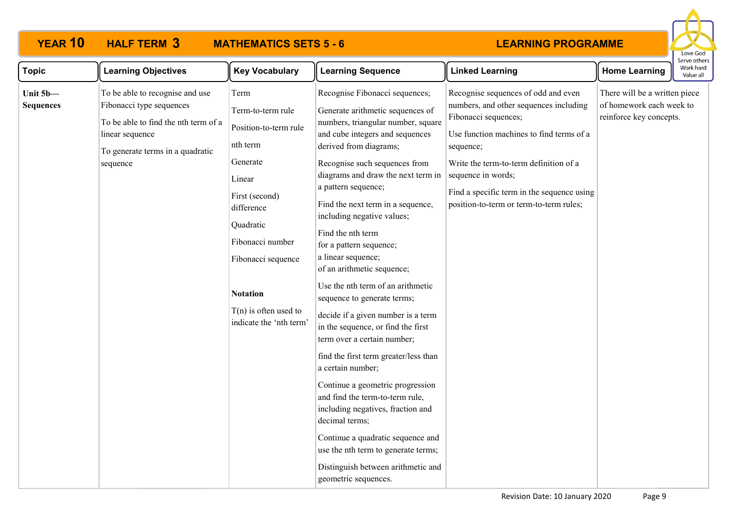# YEAR 10 HALF TERM 3 MATHEMATICS SETS 5 - 6 LEARNING PROGRAMME

Love God
Serve others
Work hard
Value all

| Topic | Learning Objectives | Key Vocabulary | Learning Sequence | Linked Learning | Home Learning |
|---|---|---|---|---|---|
| **Unit 5b— Sequences** | To be able to recognise and use Fibonacci type sequences<br><br>To be able to find the nth term of a linear sequence<br><br>To generate terms in a quadratic sequence | Term<br><br>Term-to-term rule<br><br>Position-to-term rule<br><br>nth term<br><br>Generate<br><br>Linear<br><br>First (second) difference<br><br>Quadratic<br><br>Fibonacci number<br><br>Fibonacci sequence<br><br>**Notation**<br><br>T(n) is often used to indicate the 'nth term' | Recognise Fibonacci sequences;<br><br>Generate arithmetic sequences of numbers, triangular number, square and cube integers and sequences derived from diagrams;<br><br>Recognise such sequences from diagrams and draw the next term in a pattern sequence;<br><br>Find the next term in a sequence, including negative values;<br><br>Find the nth term<br>for a pattern sequence;<br>a linear sequence;<br>of an arithmetic sequence;<br><br>Use the nth term of an arithmetic sequence to generate terms;<br><br>decide if a given number is a term in the sequence, or find the first term over a certain number;<br><br>find the first term greater/less than a certain number;<br><br>Continue a geometric progression and find the term-to-term rule, including negatives, fraction and decimal terms;<br><br>Continue a quadratic sequence and use the nth term to generate terms;<br><br>Distinguish between arithmetic and geometric sequences. | Recognise sequences of odd and even numbers, and other sequences including Fibonacci sequences;<br><br>Use function machines to find terms of a sequence;<br><br>Write the term-to-term definition of a sequence in words;<br><br>Find a specific term in the sequence using position-to-term or term-to-term rules; | There will be a written piece of homework each week to reinforce key concepts. |

Revision Date: 10 January 2020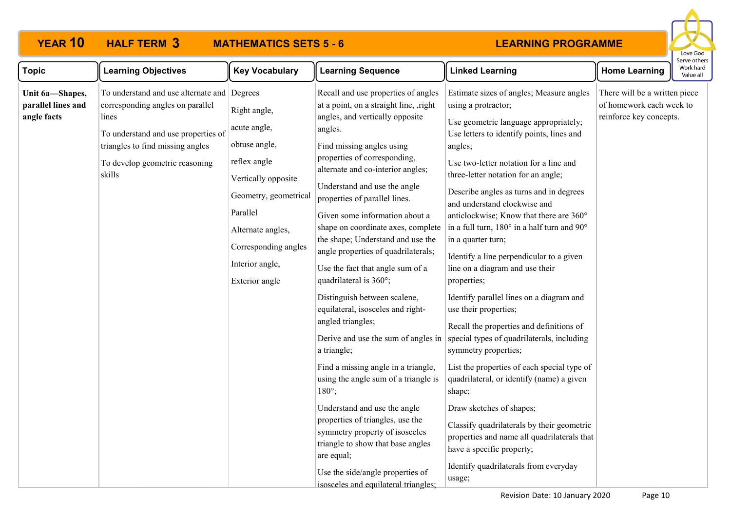**YEAR 10 HALF TERM 3 MATHEMATICS SETS 5 - 6 LEARNING PROGRAMME**

Love God
Serve others
Work hard
Value all

| Topic | Learning Objectives | Key Vocabulary | Learning Sequence | Linked Learning | Home Learning |
|---|---|---|---|---|---|
| **Unit 6a—Shapes, parallel lines and angle facts** | To understand and use alternate and corresponding angles on parallel lines<br><br>To understand and use properties of triangles to find missing angles<br><br>To develop geometric reasoning skills | Degrees<br><br>Right angle,<br><br>acute angle,<br><br>obtuse angle,<br><br>reflex angle<br><br>Vertically opposite<br><br>Geometry, geometrical<br><br>Parallel<br><br>Alternate angles,<br><br>Corresponding angles<br><br>Interior angle,<br><br>Exterior angle | Recall and use properties of angles at a point, on a straight line, ,right angles, and vertically opposite angles.<br><br>Find missing angles using properties of corresponding, alternate and co-interior angles;<br><br>Understand and use the angle properties of parallel lines.<br><br>Given some information about a shape on coordinate axes, complete the shape; Understand and use the angle properties of quadrilaterals;<br><br>Use the fact that angle sum of a quadrilateral is 360°;<br><br>Distinguish between scalene, equilateral, isosceles and right-angled triangles;<br><br>Derive and use the sum of angles in a triangle;<br><br>Find a missing angle in a triangle, using the angle sum of a triangle is 180°;<br><br>Understand and use the angle properties of triangles, use the symmetry property of isosceles triangle to show that base angles are equal;<br><br>Use the side/angle properties of isosceles and equilateral triangles; | Estimate sizes of angles; Measure angles using a protractor;<br><br>Use geometric language appropriately; Use letters to identify points, lines and angles;<br><br>Use two-letter notation for a line and three-letter notation for an angle;<br><br>Describe angles as turns and in degrees and understand clockwise and anticlockwise; Know that there are 360° in a full turn, 180° in a half turn and 90° in a quarter turn;<br><br>Identify a line perpendicular to a given line on a diagram and use their properties;<br><br>Identify parallel lines on a diagram and use their properties;<br><br>Recall the properties and definitions of special types of quadrilaterals, including symmetry properties;<br><br>List the properties of each special type of quadrilateral, or identify (name) a given shape;<br><br>Draw sketches of shapes;<br><br>Classify quadrilaterals by their geometric properties and name all quadrilaterals that have a specific property;<br><br>Identify quadrilaterals from everyday usage; | There will be a written piece of homework each week to reinforce key concepts. |

Revision Date: 10 January 2020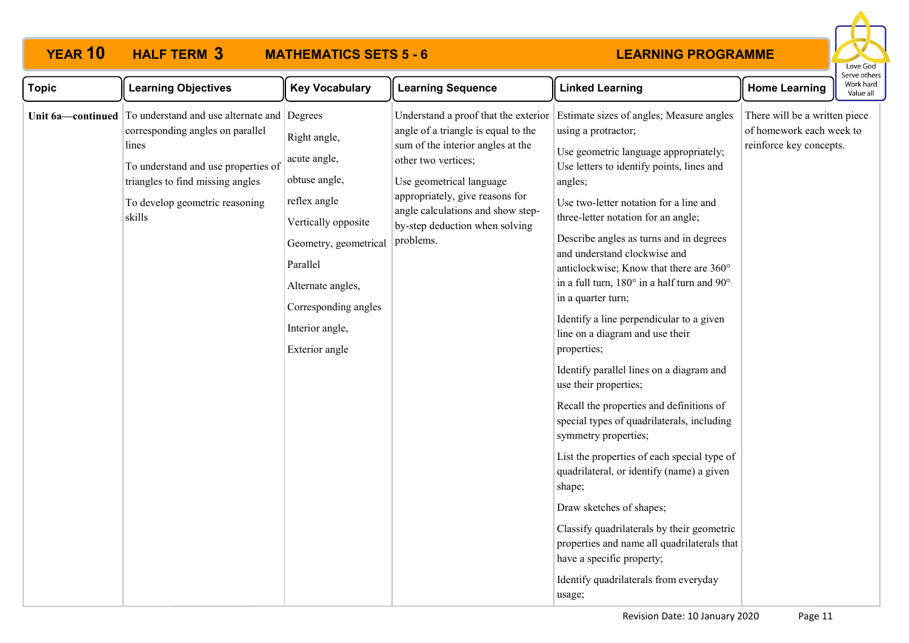# YEAR 10 HALF TERM 3 MATHEMATICS SETS 5 - 6 LEARNING PROGRAMME

| Topic | Learning Objectives | Key Vocabulary | Learning Sequence | Linked Learning | Home Learning |
|---|---|---|---|---|---|
| **Unit 6a—continued** | To understand and use alternate and corresponding angles on parallel lines<br><br>To understand and use properties of triangles to find missing angles<br><br>To develop geometric reasoning skills | Degrees<br><br>Right angle,<br><br>acute angle,<br><br>obtuse angle,<br><br>reflex angle<br><br>Vertically opposite<br><br>Geometry, geometrical<br><br>Parallel<br><br>Alternate angles,<br><br>Corresponding angles<br><br>Interior angle,<br><br>Exterior angle | Understand a proof that the exterior angle of a triangle is equal to the sum of the interior angles at the other two vertices;<br><br>Use geometrical language appropriately, give reasons for angle calculations and show step-by-step deduction when solving problems. | Estimate sizes of angles; Measure angles using a protractor;<br><br>Use geometric language appropriately; Use letters to identify points, lines and angles;<br><br>Use two-letter notation for a line and three-letter notation for an angle;<br><br>Describe angles as turns and in degrees and understand clockwise and anticlockwise; Know that there are 360° in a full turn, 180° in a half turn and 90° in a quarter turn;<br><br>Identify a line perpendicular to a given line on a diagram and use their properties;<br><br>Identify parallel lines on a diagram and use their properties;<br><br>Recall the properties and definitions of special types of quadrilaterals, including symmetry properties;<br><br>List the properties of each special type of quadrilateral, or identify (name) a given shape;<br><br>Draw sketches of shapes;<br><br>Classify quadrilaterals by their geometric properties and name all quadrilaterals that have a specific property;<br><br>Identify quadrilaterals from everyday usage; | There will be a written piece of homework each week to reinforce key concepts. |

Revision Date: 10 January 2020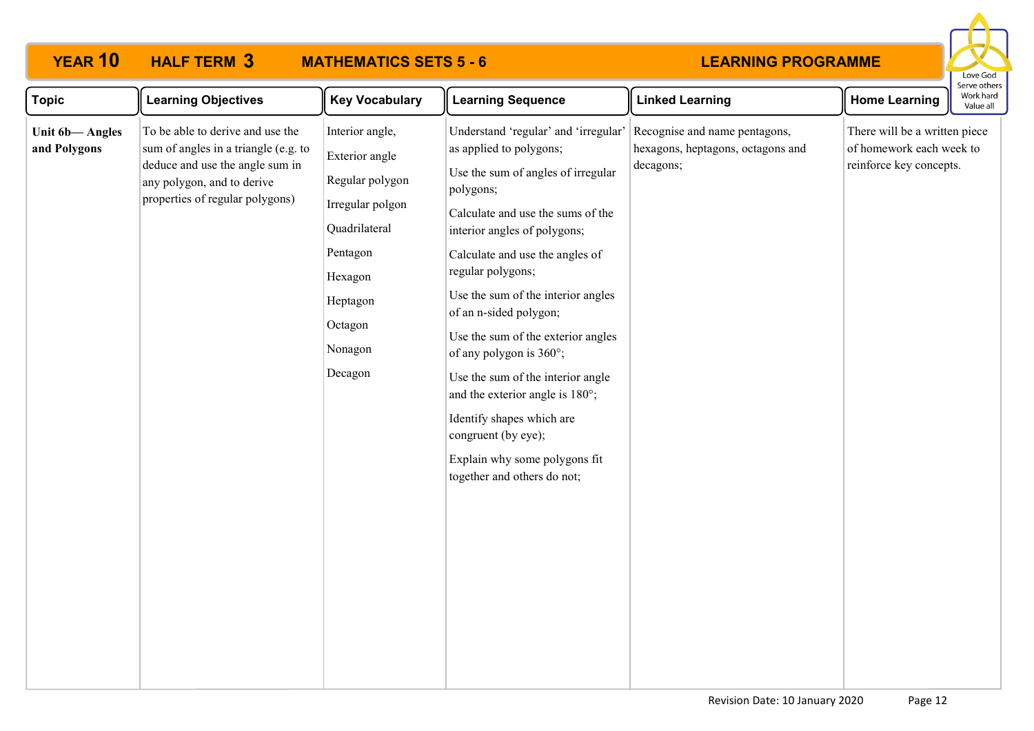# YEAR 10 HALF TERM 3 MATHEMATICS SETS 5 - 6 LEARNING PROGRAMME

| Topic | Learning Objectives | Key Vocabulary | Learning Sequence | Linked Learning | Home Learning |
|---|---|---|---|---|---|
| **Unit 6b— Angles and Polygons** | To be able to derive and use the sum of angles in a triangle (e.g. to deduce and use the angle sum in any polygon, and to derive properties of regular polygons) | Interior angle,<br>Exterior angle<br>Regular polygon<br>Irregular polgon<br>Quadrilateral<br>Pentagon<br>Hexagon<br>Heptagon<br>Octagon<br>Nonagon<br>Decagon | Understand 'regular' and 'irregular' as applied to polygons;<br>Use the sum of angles of irregular polygons;<br>Calculate and use the sums of the interior angles of polygons;<br>Calculate and use the angles of regular polygons;<br>Use the sum of the interior angles of an n-sided polygon;<br>Use the sum of the exterior angles of any polygon is 360°;<br>Use the sum of the interior angle and the exterior angle is 180°;<br>Identify shapes which are congruent (by eye);<br>Explain why some polygons fit together and others do not; | Recognise and name pentagons, hexagons, heptagons, octagons and decagons; | There will be a written piece of homework each week to reinforce key concepts. |

Revision Date: 10 January 2020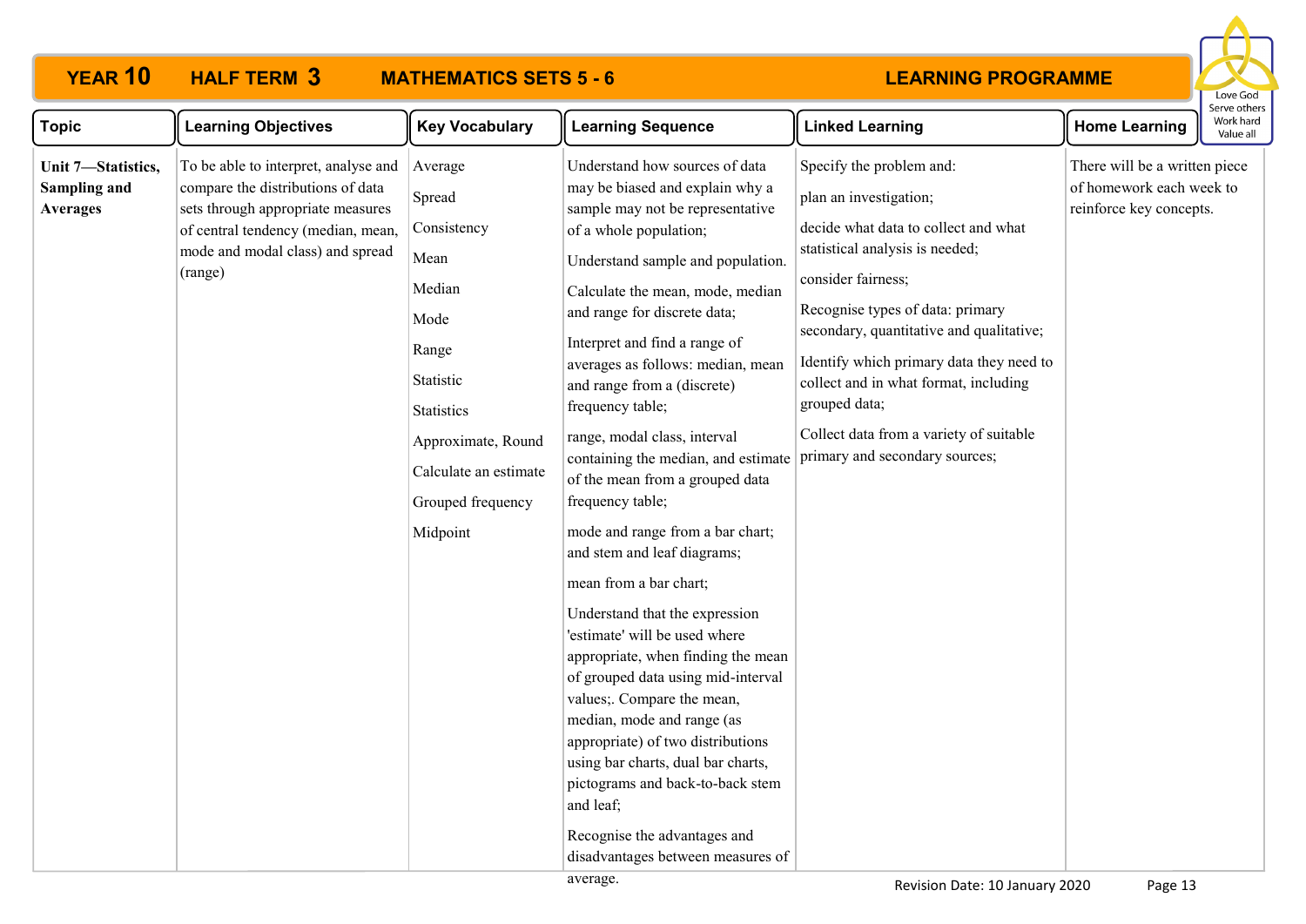# YEAR 10 HALF TERM 3 MATHEMATICS SETS 5 - 6 LEARNING PROGRAMME

Love God
Serve others
Work hard
Value all

| Topic | Learning Objectives | Key Vocabulary | Learning Sequence | Linked Learning | Home Learning |
|---|---|---|---|---|---|
| **Unit 7—Statistics, Sampling and Averages** | To be able to interpret, analyse and compare the distributions of data sets through appropriate measures of central tendency (median, mean, mode and modal class) and spread (range) | Average<br>Spread<br>Consistency<br>Mean<br>Median<br>Mode<br>Range<br>Statistic<br>Statistics<br>Approximate, Round<br>Calculate an estimate<br>Grouped frequency<br>Midpoint | Understand how sources of data may be biased and explain why a sample may not be representative of a whole population;<br>Understand sample and population.<br>Calculate the mean, mode, median and range for discrete data;<br>Interpret and find a range of averages as follows: median, mean and range from a (discrete) frequency table;<br>range, modal class, interval containing the median, and estimate of the mean from a grouped data frequency table;<br>mode and range from a bar chart; and stem and leaf diagrams;<br>mean from a bar chart;<br>Understand that the expression 'estimate' will be used where appropriate, when finding the mean of grouped data using mid-interval values;. Compare the mean, median, mode and range (as appropriate) of two distributions using bar charts, dual bar charts, pictograms and back-to-back stem and leaf;<br>Recognise the advantages and disadvantages between measures of average. | Specify the problem and:<br>plan an investigation;<br>decide what data to collect and what statistical analysis is needed;<br>consider fairness;<br>Recognise types of data: primary secondary, quantitative and qualitative;<br>Identify which primary data they need to collect and in what format, including grouped data;<br>Collect data from a variety of suitable primary and secondary sources; | There will be a written piece of homework each week to reinforce key concepts. |

Revision Date: 10 January 2020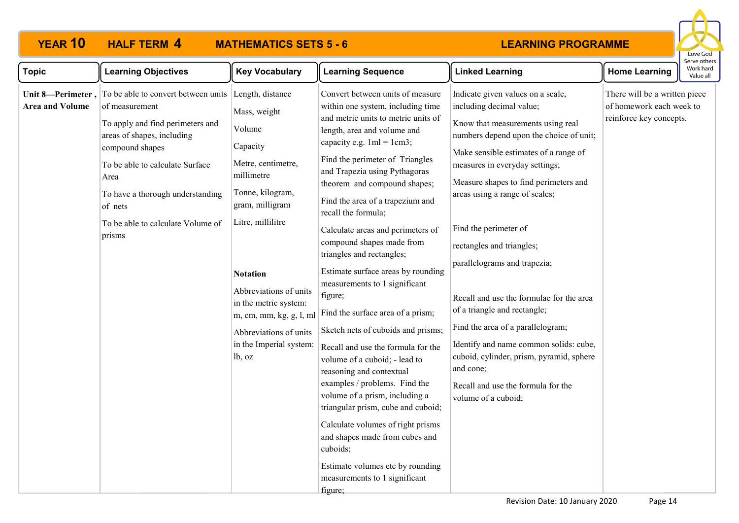# YEAR 10 HALF TERM 4 MATHEMATICS SETS 5 - 6 LEARNING PROGRAMME

| Topic | Learning Objectives | Key Vocabulary | Learning Sequence | Linked Learning | Home Learning |
|---|---|---|---|---|---|
| **Unit 8—Perimeter , Area and Volume** | To be able to convert between units of measurement<br><br>To apply and find perimeters and areas of shapes, including compound shapes<br><br>To be able to calculate Surface Area<br><br>To have a thorough understanding of nets<br><br>To be able to calculate Volume of prisms | Length, distance<br><br>Mass, weight<br><br>Volume<br><br>Capacity<br><br>Metre, centimetre, millimetre<br><br>Tonne, kilogram, gram, milligram<br><br>Litre, millilitre<br><br>**Notation**<br><br>Abbreviations of units in the metric system: m, cm, mm, kg, g, l, ml<br><br>Abbreviations of units in the Imperial system: lb, oz | Convert between units of measure within one system, including time and metric units to metric units of length, area and volume and capacity e.g. 1ml = 1cm3;<br><br>Find the perimeter of Triangles and Trapezia using Pythagoras theorem and compound shapes;<br><br>Find the area of a trapezium and recall the formula;<br><br>Calculate areas and perimeters of compound shapes made from triangles and rectangles;<br><br>Estimate surface areas by rounding measurements to 1 significant figure;<br><br>Find the surface area of a prism;<br><br>Sketch nets of cuboids and prisms;<br><br>Recall and use the formula for the volume of a cuboid; - lead to reasoning and contextual examples / problems. Find the volume of a prism, including a triangular prism, cube and cuboid;<br><br>Calculate volumes of right prisms and shapes made from cubes and cuboids;<br><br>Estimate volumes etc by rounding measurements to 1 significant figure; | Indicate given values on a scale, including decimal value;<br><br>Know that measurements using real numbers depend upon the choice of unit;<br><br>Make sensible estimates of a range of measures in everyday settings;<br><br>Measure shapes to find perimeters and areas using a range of scales;<br><br>Find the perimeter of<br><br>rectangles and triangles;<br><br>parallelograms and trapezia;<br><br>Recall and use the formulae for the area of a triangle and rectangle;<br><br>Find the area of a parallelogram;<br><br>Identify and name common solids: cube, cuboid, cylinder, prism, pyramid, sphere and cone;<br><br>Recall and use the formula for the volume of a cuboid; | There will be a written piece of homework each week to reinforce key concepts. |

Revision Date: 10 January 2020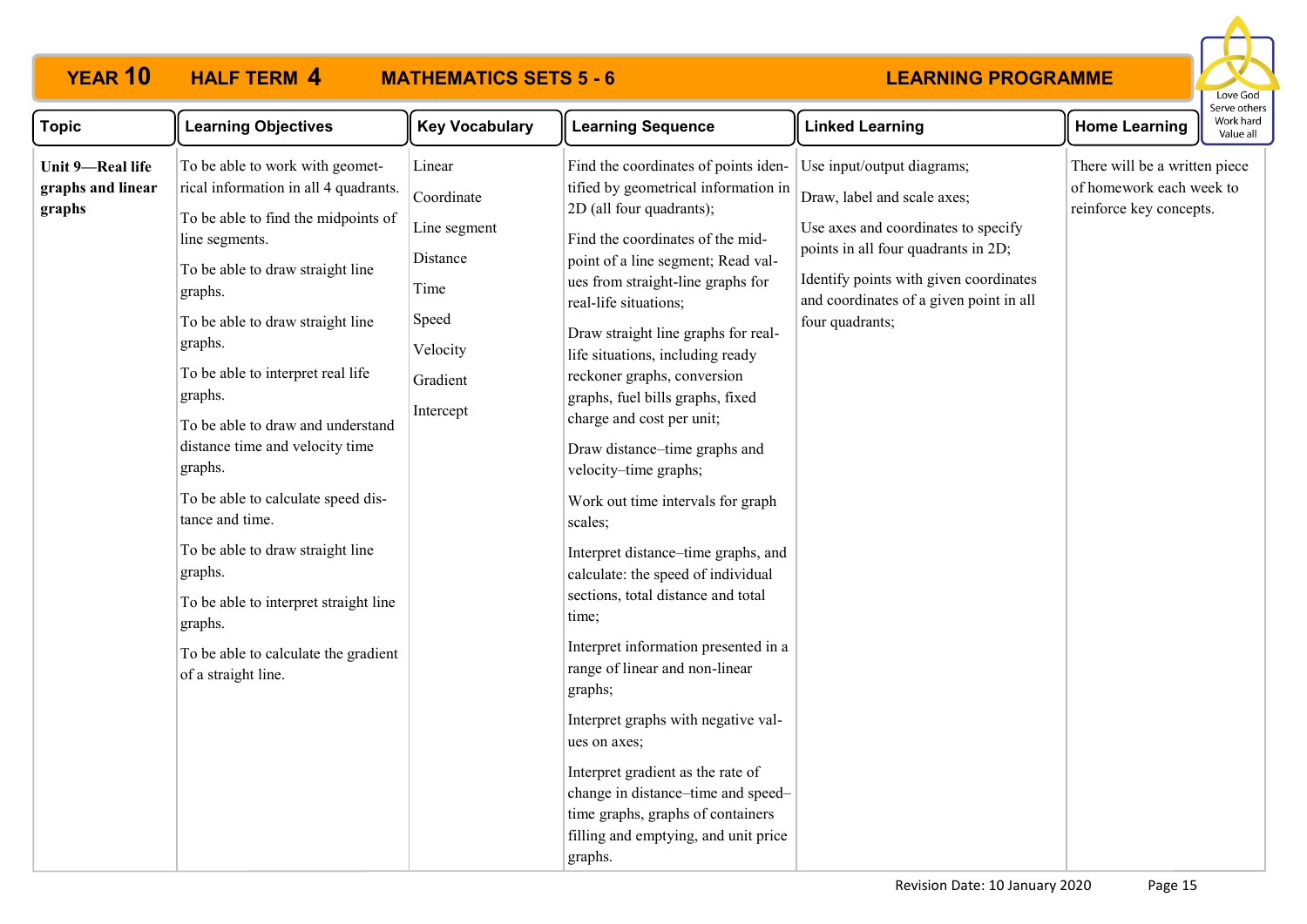# YEAR 10 HALF TERM 4 MATHEMATICS SETS 5 - 6 LEARNING PROGRAMME

Love God
Serve others
Work hard
Value all

| Topic | Learning Objectives | Key Vocabulary | Learning Sequence | Linked Learning | Home Learning |
|---|---|---|---|---|---|
| **Unit 9—Real life graphs and linear graphs** | To be able to work with geometrical information in all 4 quadrants.<br><br>To be able to find the midpoints of line segments.<br><br>To be able to draw straight line graphs.<br><br>To be able to draw straight line graphs.<br><br>To be able to interpret real life graphs.<br><br>To be able to draw and understand distance time and velocity time graphs.<br><br>To be able to calculate speed distance and time.<br><br>To be able to draw straight line graphs.<br><br>To be able to interpret straight line graphs.<br><br>To be able to calculate the gradient of a straight line. | Linear<br><br>Coordinate<br><br>Line segment<br><br>Distance<br><br>Time<br><br>Speed<br><br>Velocity<br><br>Gradient<br><br>Intercept | Find the coordinates of points identified by geometrical information in 2D (all four quadrants);<br><br>Find the coordinates of the midpoint of a line segment; Read values from straight-line graphs for real-life situations;<br><br>Draw straight line graphs for real-life situations, including ready reckoner graphs, conversion graphs, fuel bills graphs, fixed charge and cost per unit;<br><br>Draw distance–time graphs and velocity–time graphs;<br><br>Work out time intervals for graph scales;<br><br>Interpret distance–time graphs, and calculate: the speed of individual sections, total distance and total time;<br><br>Interpret information presented in a range of linear and non-linear graphs;<br><br>Interpret graphs with negative values on axes;<br><br>Interpret gradient as the rate of change in distance–time and speed–time graphs, graphs of containers filling and emptying, and unit price graphs. | Use input/output diagrams;<br><br>Draw, label and scale axes;<br><br>Use axes and coordinates to specify points in all four quadrants in 2D;<br><br>Identify points with given coordinates and coordinates of a given point in all four quadrants; | There will be a written piece of homework each week to reinforce key concepts. |

Revision Date: 10 January 2020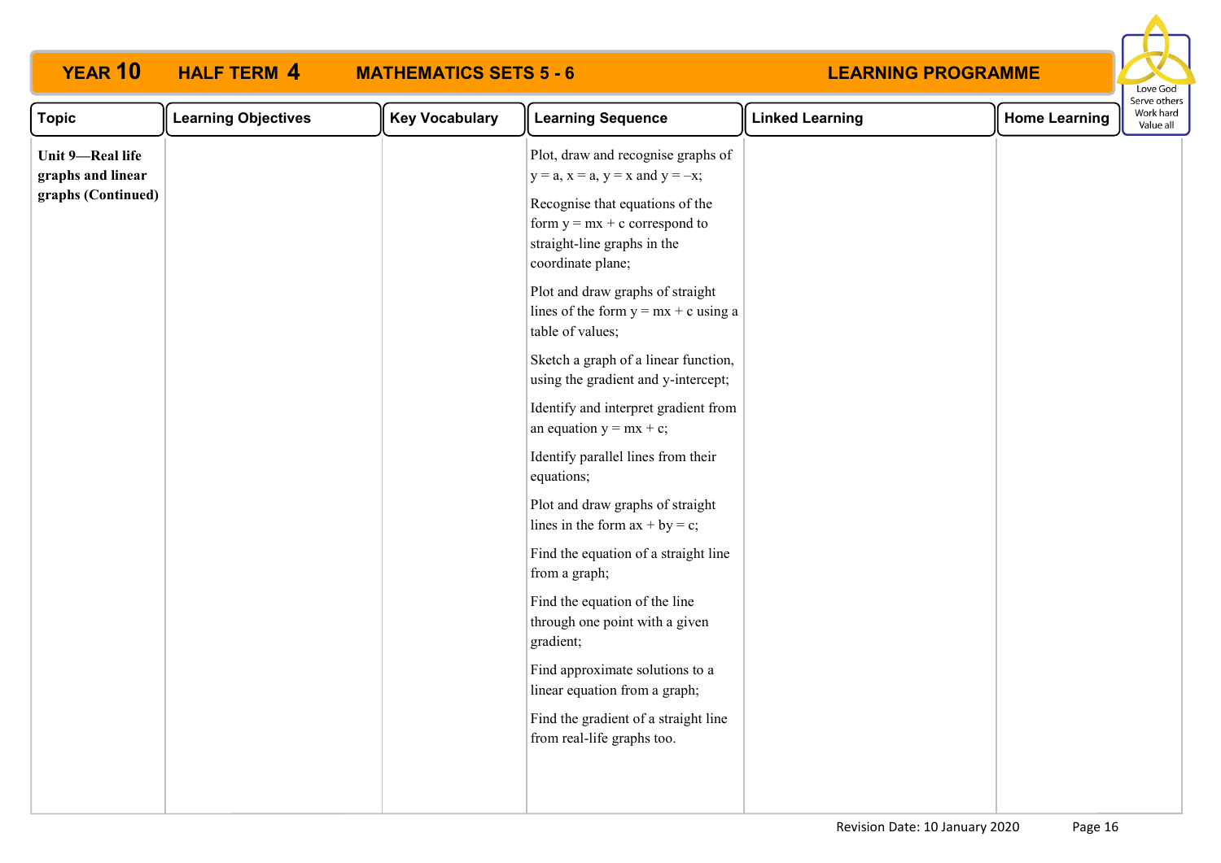## YEAR 10 HALF TERM 4 MATHEMATICS SETS 5 - 6 LEARNING PROGRAMME

Love God
Serve others
Work hard
Value all

| Topic | Learning Objectives | Key Vocabulary | Learning Sequence | Linked Learning | Home Learning |
|---|---|---|---|---|---|
| **Unit 9—Real life graphs and linear graphs (Continued)** | | | Plot, draw and recognise graphs of $y = a$, $x = a$, $y = x$ and $y = -x$;<br><br>Recognise that equations of the form $y = mx + c$ correspond to straight-line graphs in the coordinate plane;<br><br>Plot and draw graphs of straight lines of the form $y = mx + c$ using a table of values;<br><br>Sketch a graph of a linear function, using the gradient and y-intercept;<br><br>Identify and interpret gradient from an equation $y = mx + c$;<br><br>Identify parallel lines from their equations;<br><br>Plot and draw graphs of straight lines in the form $ax + by = c$;<br><br>Find the equation of a straight line from a graph;<br><br>Find the equation of the line through one point with a given gradient;<br><br>Find approximate solutions to a linear equation from a graph;<br><br>Find the gradient of a straight line from real-life graphs too. | | |

Revision Date: 10 January 2020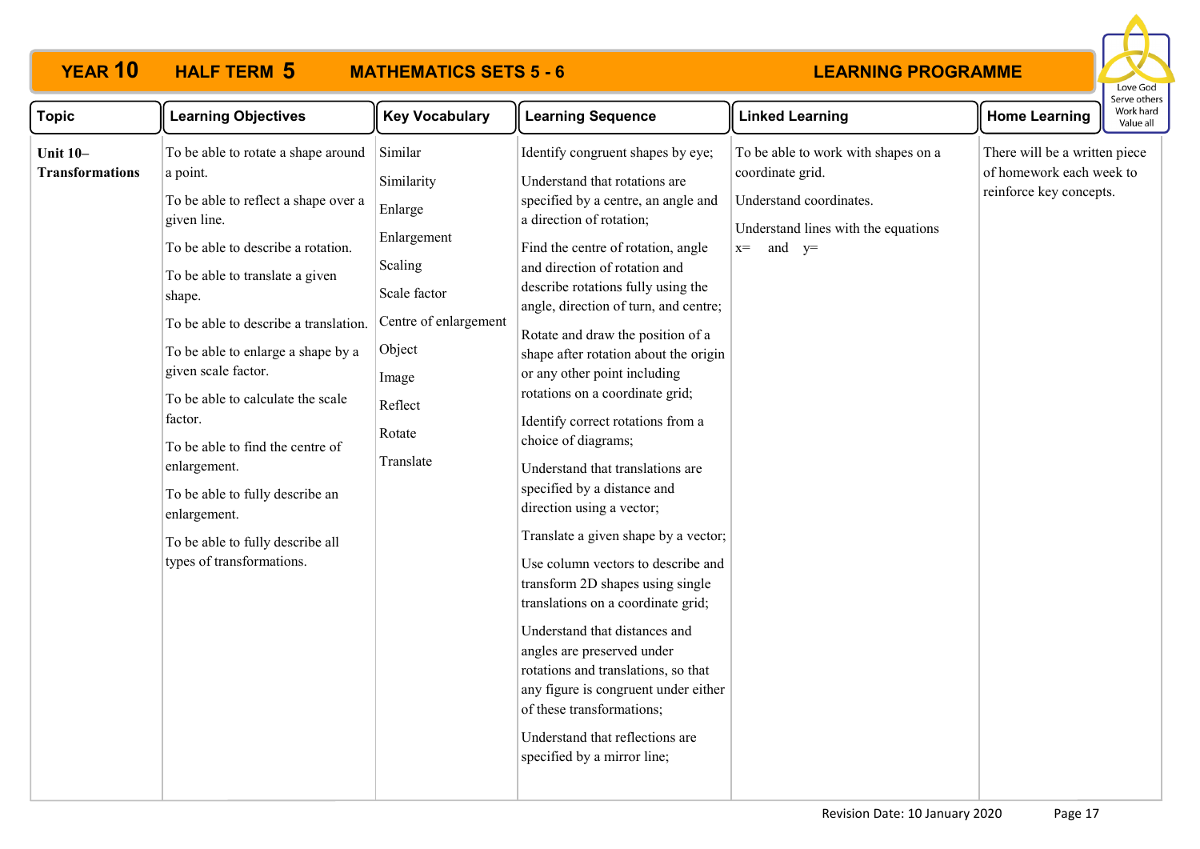# YEAR 10 HALF TERM 5 MATHEMATICS SETS 5 - 6 LEARNING PROGRAMME

| Topic | Learning Objectives | Key Vocabulary | Learning Sequence | Linked Learning | Home Learning |
|---|---|---|---|---|---|
| **Unit 10– Transformations** | To be able to rotate a shape around a point.<br><br>To be able to reflect a shape over a given line.<br><br>To be able to describe a rotation.<br><br>To be able to translate a given shape.<br><br>To be able to describe a translation.<br><br>To be able to enlarge a shape by a given scale factor.<br><br>To be able to calculate the scale factor.<br><br>To be able to find the centre of enlargement.<br><br>To be able to fully describe an enlargement.<br><br>To be able to fully describe all types of transformations. | Similar<br><br>Similarity<br><br>Enlarge<br><br>Enlargement<br><br>Scaling<br><br>Scale factor<br><br>Centre of enlargement<br><br>Object<br><br>Image<br><br>Reflect<br><br>Rotate<br><br>Translate | Identify congruent shapes by eye;<br><br>Understand that rotations are specified by a centre, an angle and a direction of rotation;<br><br>Find the centre of rotation, angle and direction of rotation and describe rotations fully using the angle, direction of turn, and centre;<br><br>Rotate and draw the position of a shape after rotation about the origin or any other point including rotations on a coordinate grid;<br><br>Identify correct rotations from a choice of diagrams;<br><br>Understand that translations are specified by a distance and direction using a vector;<br><br>Translate a given shape by a vector;<br><br>Use column vectors to describe and transform 2D shapes using single translations on a coordinate grid;<br><br>Understand that distances and angles are preserved under rotations and translations, so that any figure is congruent under either of these transformations;<br><br>Understand that reflections are specified by a mirror line; | To be able to work with shapes on a coordinate grid.<br><br>Understand coordinates.<br><br>Understand lines with the equations $x=$ and $y=$ | There will be a written piece of homework each week to reinforce key concepts. |

Revision Date: 10 January 2020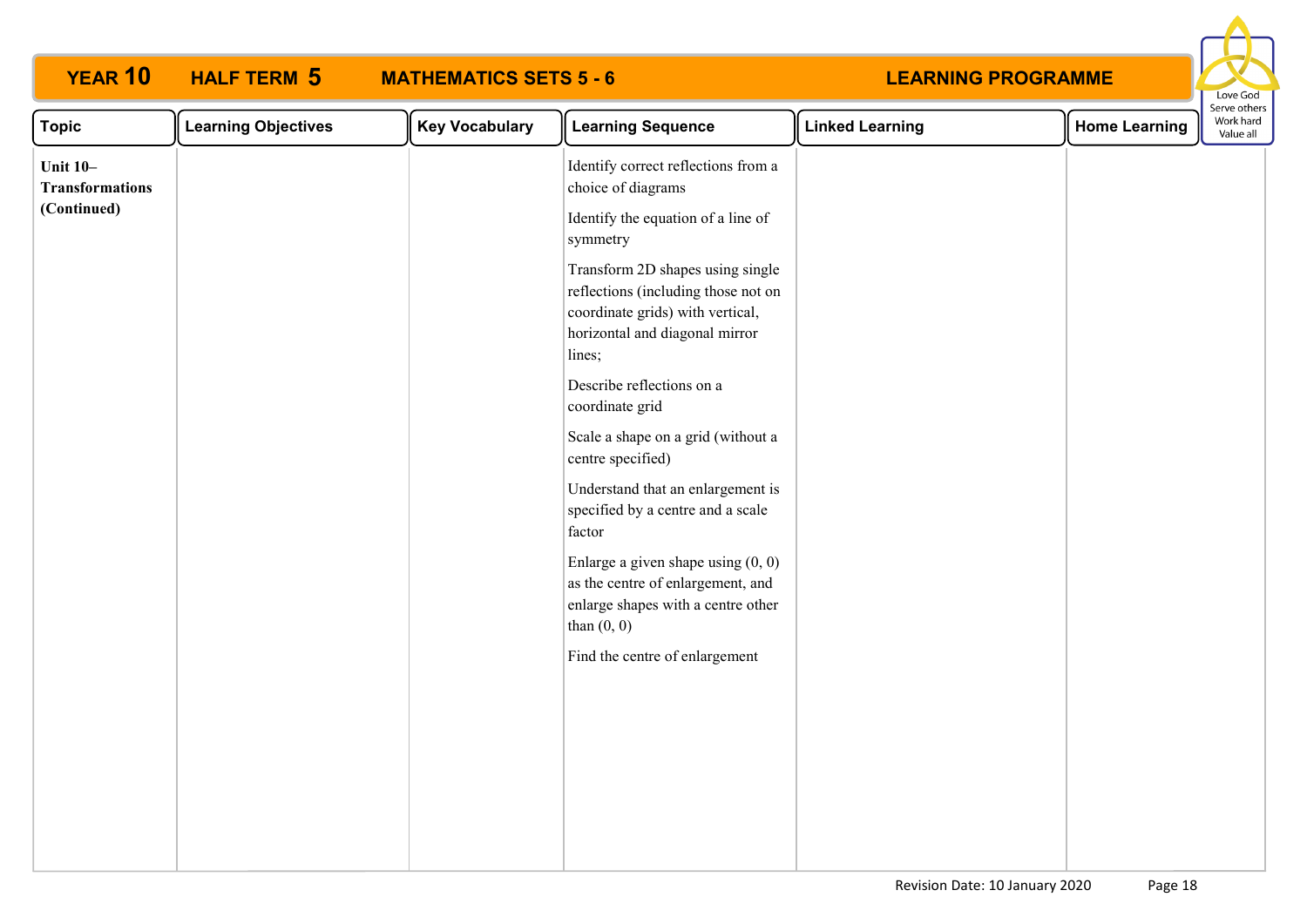# YEAR 10 HALF TERM 5 MATHEMATICS SETS 5 - 6 LEARNING PROGRAMME

| Topic | Learning Objectives | Key Vocabulary | Learning Sequence | Linked Learning | Home Learning |
|---|---|---|---|---|---|
| **Unit 10– Transformations (Continued)** | | | Identify correct reflections from a choice of diagrams<br><br>Identify the equation of a line of symmetry<br><br>Transform 2D shapes using single reflections (including those not on coordinate grids) with vertical, horizontal and diagonal mirror lines;<br><br>Describe reflections on a coordinate grid<br><br>Scale a shape on a grid (without a centre specified)<br><br>Understand that an enlargement is specified by a centre and a scale factor<br><br>Enlarge a given shape using (0, 0) as the centre of enlargement, and enlarge shapes with a centre other than (0, 0)<br><br>Find the centre of enlargement | | |

Revision Date: 10 January 2020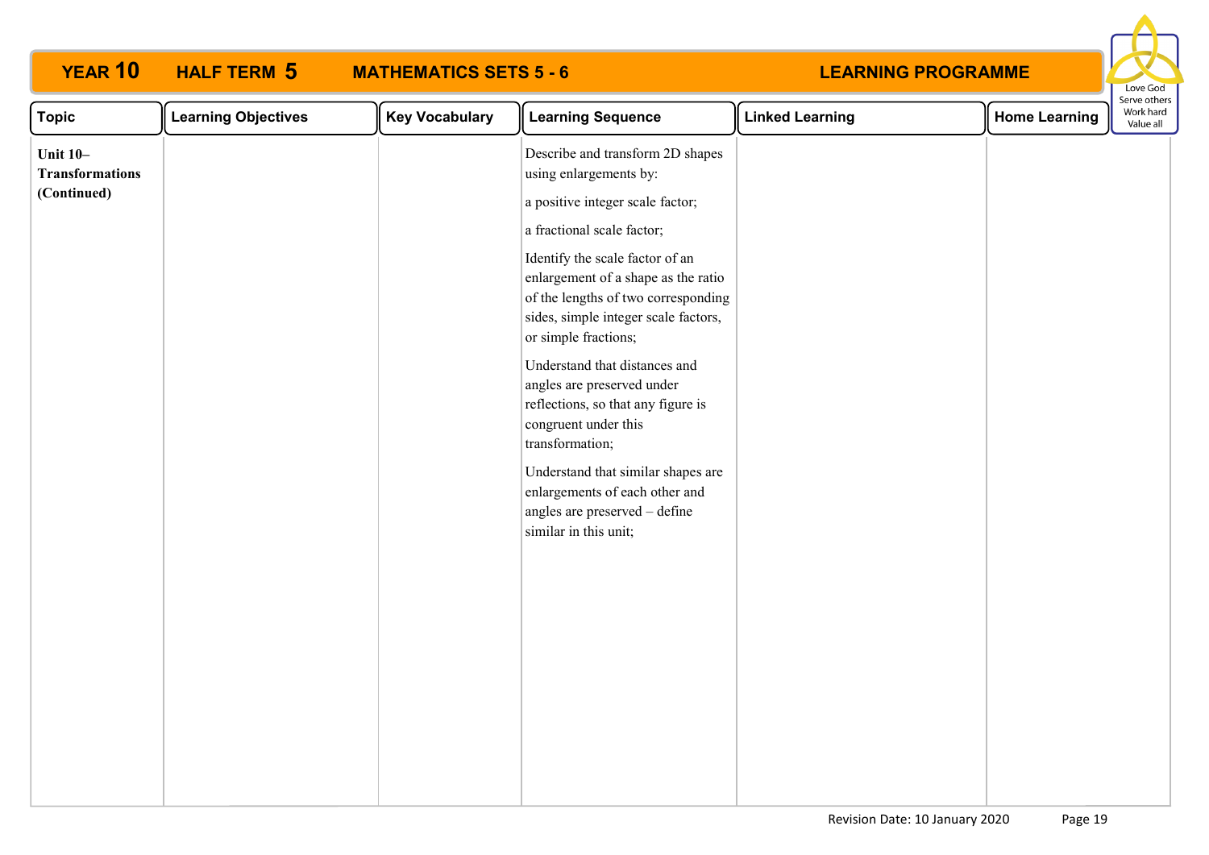## YEAR 10 HALF TERM 5 MATHEMATICS SETS 5 - 6 LEARNING PROGRAMME

Love God
Serve others
Work hard
Value all

| Topic | Learning Objectives | Key Vocabulary | Learning Sequence | Linked Learning | Home Learning |
|---|---|---|---|---|---|
| **Unit 10– Transformations (Continued)** | | | Describe and transform 2D shapes using enlargements by:<br><br>a positive integer scale factor;<br><br>a fractional scale factor;<br><br>Identify the scale factor of an enlargement of a shape as the ratio of the lengths of two corresponding sides, simple integer scale factors, or simple fractions;<br><br>Understand that distances and angles are preserved under reflections, so that any figure is congruent under this transformation;<br><br>Understand that similar shapes are enlargements of each other and angles are preserved – define similar in this unit; | | |

Revision Date: 10 January 2020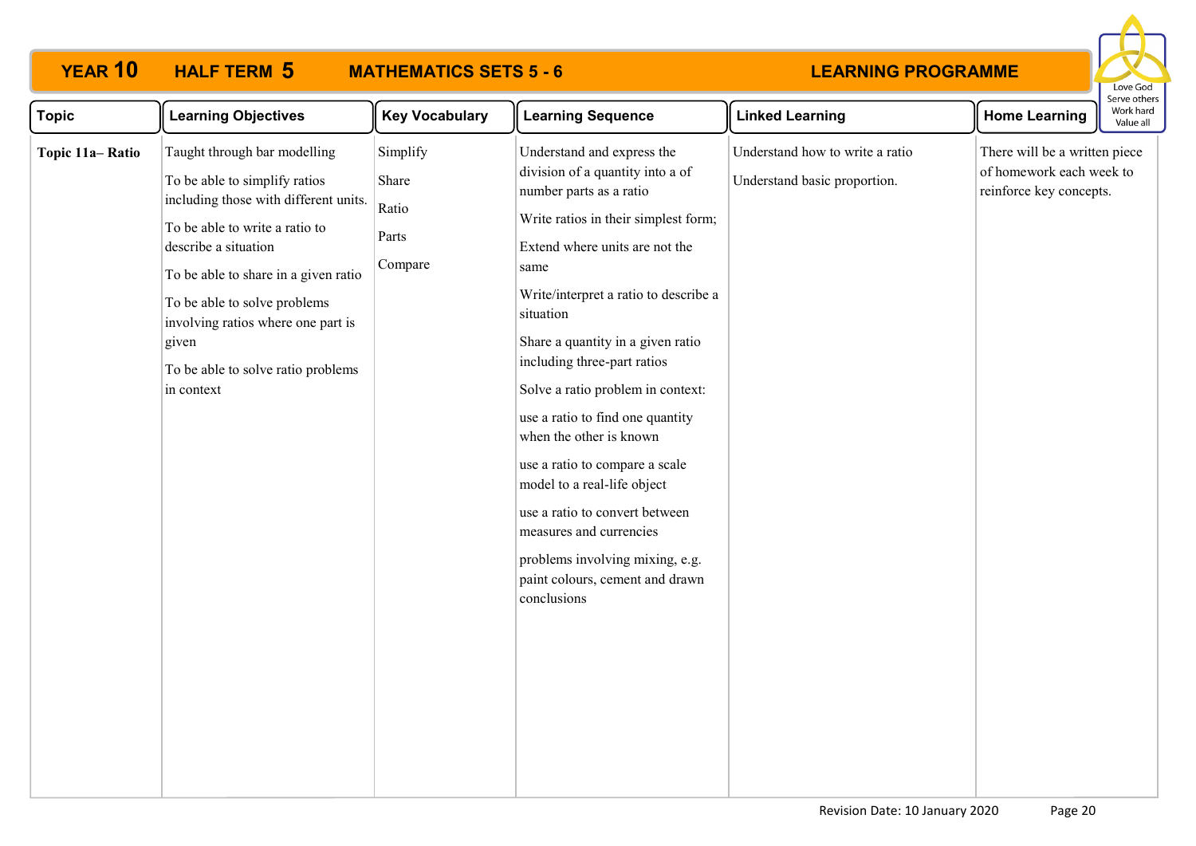# YEAR 10 HALF TERM 5 MATHEMATICS SETS 5 - 6 LEARNING PROGRAMME

Love God
Serve others
Work hard
Value all

| Topic | Learning Objectives | Key Vocabulary | Learning Sequence | Linked Learning | Home Learning |
|---|---|---|---|---|---|
| **Topic 11a– Ratio** | Taught through bar modelling<br><br>To be able to simplify ratios including those with different units.<br><br>To be able to write a ratio to describe a situation<br><br>To be able to share in a given ratio<br><br>To be able to solve problems involving ratios where one part is given<br><br>To be able to solve ratio problems in context | Simplify<br><br>Share<br><br>Ratio<br><br>Parts<br><br>Compare | Understand and express the division of a quantity into a of number parts as a ratio<br><br>Write ratios in their simplest form;<br><br>Extend where units are not the same<br><br>Write/interpret a ratio to describe a situation<br><br>Share a quantity in a given ratio including three-part ratios<br><br>Solve a ratio problem in context:<br><br>use a ratio to find one quantity when the other is known<br><br>use a ratio to compare a scale model to a real-life object<br><br>use a ratio to convert between measures and currencies<br><br>problems involving mixing, e.g. paint colours, cement and drawn conclusions | Understand how to write a ratio<br><br>Understand basic proportion. | There will be a written piece of homework each week to reinforce key concepts. |

Revision Date: 10 January 2020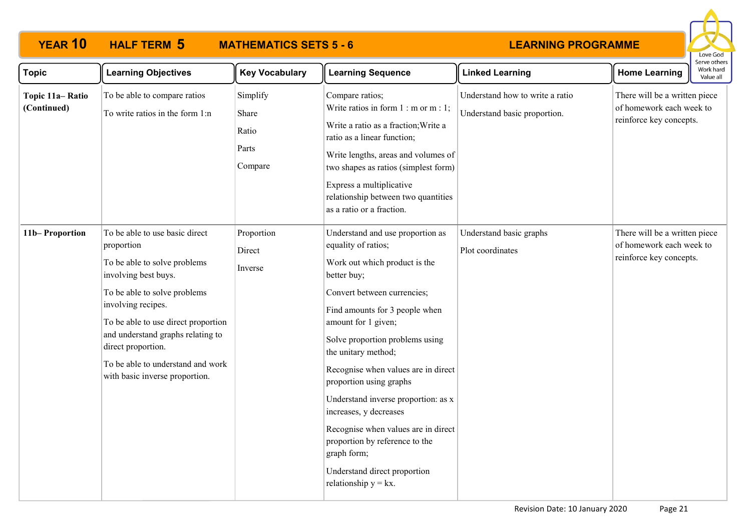# YEAR 10 HALF TERM 5 MATHEMATICS SETS 5 - 6 LEARNING PROGRAMME

Love God
Serve others
Work hard
Value all

| Topic | Learning Objectives | Key Vocabulary | Learning Sequence | Linked Learning | Home Learning |
|---|---|---|---|---|---|
| **Topic 11a– Ratio (Continued)** | To be able to compare ratios<br><br>To write ratios in the form 1:n | Simplify<br><br>Share<br><br>Ratio<br><br>Parts<br><br>Compare | Compare ratios;<br>Write ratios in form 1 : m or m : 1;<br><br>Write a ratio as a fraction;Write a ratio as a linear function;<br><br>Write lengths, areas and volumes of two shapes as ratios (simplest form)<br><br>Express a multiplicative relationship between two quantities as a ratio or a fraction. | Understand how to write a ratio<br><br>Understand basic proportion. | There will be a written piece of homework each week to reinforce key concepts. |
| **11b– Proportion** | To be able to use basic direct proportion<br><br>To be able to solve problems involving best buys.<br><br>To be able to solve problems involving recipes.<br><br>To be able to use direct proportion and understand graphs relating to direct proportion.<br><br>To be able to understand and work with basic inverse proportion. | Proportion<br><br>Direct<br><br>Inverse | Understand and use proportion as equality of ratios;<br><br>Work out which product is the better buy;<br><br>Convert between currencies;<br><br>Find amounts for 3 people when amount for 1 given;<br><br>Solve proportion problems using the unitary method;<br><br>Recognise when values are in direct proportion using graphs<br><br>Understand inverse proportion: as x increases, y decreases<br><br>Recognise when values are in direct proportion by reference to the graph form;<br><br>Understand direct proportion relationship $y = kx$. | Understand basic graphs<br><br>Plot coordinates | There will be a written piece of homework each week to reinforce key concepts. |

Revision Date: 10 January 2020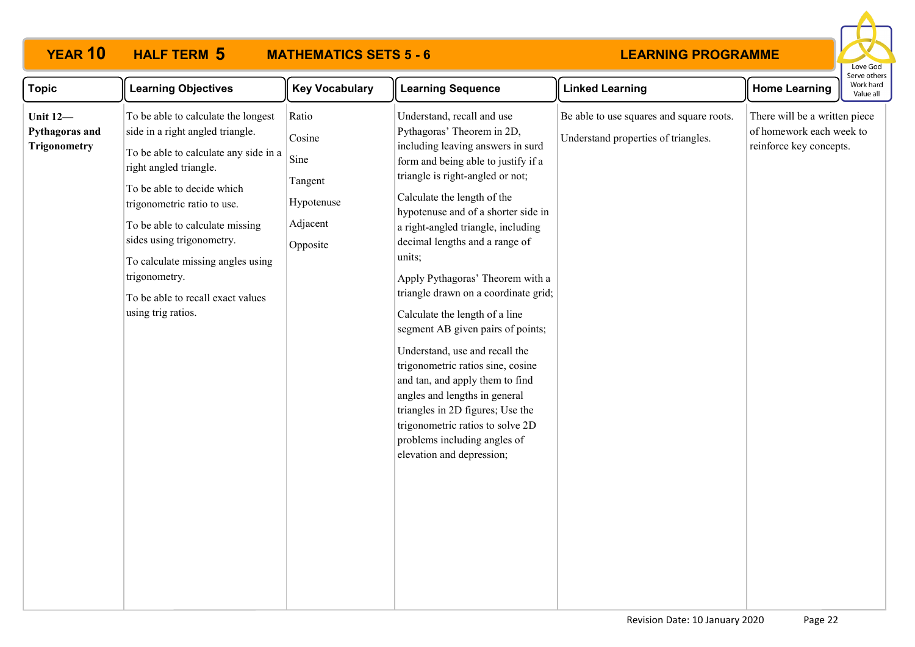**YEAR 10 HALF TERM 5 MATHEMATICS SETS 5 - 6 LEARNING PROGRAMME**

Love God
Serve others
Work hard
Value all

| Topic | Learning Objectives | Key Vocabulary | Learning Sequence | Linked Learning | Home Learning |
|---|---|---|---|---|---|
| **Unit 12—Pythagoras and Trigonometry** | To be able to calculate the longest side in a right angled triangle.<br><br>To be able to calculate any side in a right angled triangle.<br><br>To be able to decide which trigonometric ratio to use.<br><br>To be able to calculate missing sides using trigonometry.<br><br>To calculate missing angles using trigonometry.<br><br>To be able to recall exact values using trig ratios. | Ratio<br><br>Cosine<br><br>Sine<br><br>Tangent<br><br>Hypotenuse<br><br>Adjacent<br><br>Opposite | Understand, recall and use Pythagoras' Theorem in 2D, including leaving answers in surd form and being able to justify if a triangle is right-angled or not;<br><br>Calculate the length of the hypotenuse and of a shorter side in a right-angled triangle, including decimal lengths and a range of units;<br><br>Apply Pythagoras' Theorem with a triangle drawn on a coordinate grid;<br><br>Calculate the length of a line segment AB given pairs of points;<br><br>Understand, use and recall the trigonometric ratios sine, cosine and tan, and apply them to find angles and lengths in general triangles in 2D figures; Use the trigonometric ratios to solve 2D problems including angles of elevation and depression; | Be able to use squares and square roots.<br><br>Understand properties of triangles. | There will be a written piece of homework each week to reinforce key concepts. |

Revision Date: 10 January 2020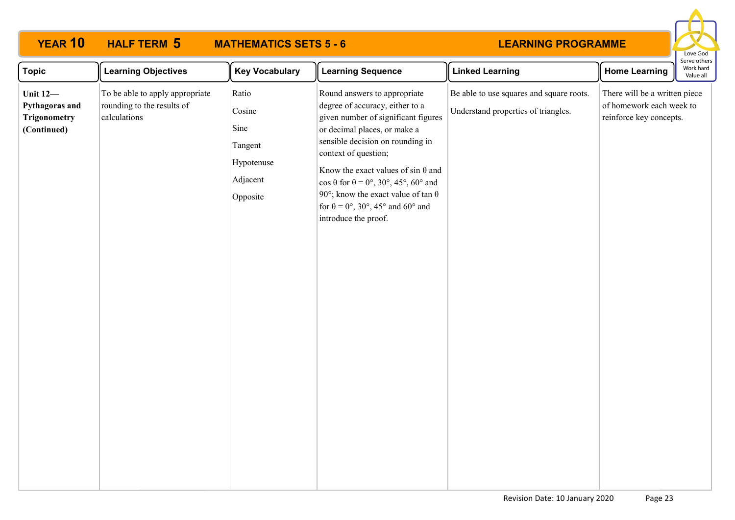# YEAR 10 HALF TERM 5 MATHEMATICS SETS 5 - 6 LEARNING PROGRAMME

Love God
Serve others
Work hard
Value all

| Topic | Learning Objectives | Key Vocabulary | Learning Sequence | Linked Learning | Home Learning |
|---|---|---|---|---|---|
| **Unit 12— Pythagoras and Trigonometry (Continued)** | To be able to apply appropriate rounding to the results of calculations | Ratio<br>Cosine<br>Sine<br>Tangent<br>Hypotenuse<br>Adjacent<br>Opposite | Round answers to appropriate degree of accuracy, either to a given number of significant figures or decimal places, or make a sensible decision on rounding in context of question;<br><br>Know the exact values of sin $\theta$ and cos $\theta$ for $\theta = 0°, 30°, 45°, 60°$ and $90°$; know the exact value of tan $\theta$ for $\theta = 0°, 30°, 45°$ and $60°$ and introduce the proof. | Be able to use squares and square roots.<br><br>Understand properties of triangles. | There will be a written piece of homework each week to reinforce key concepts. |

Revision Date: 10 January 2020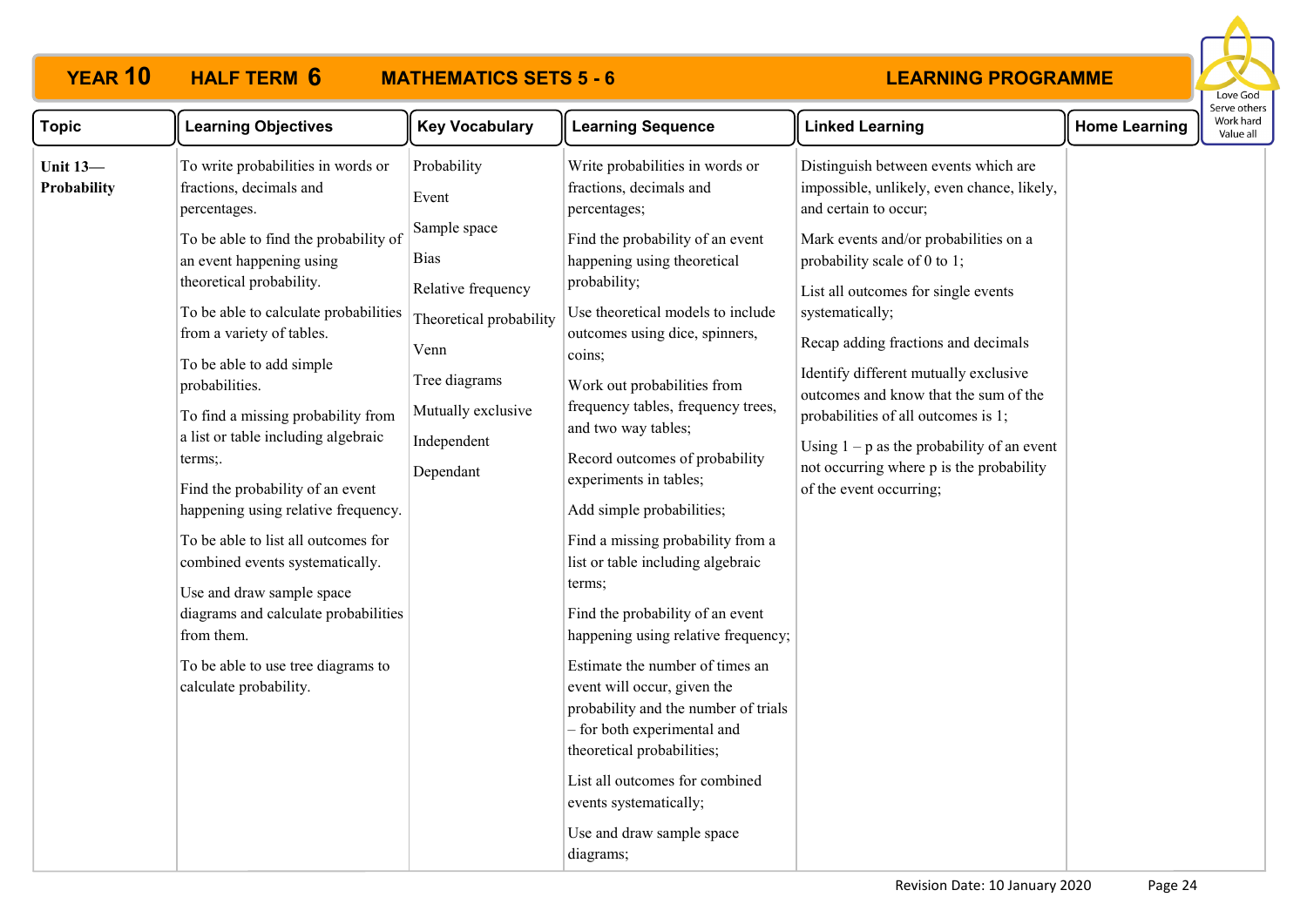# YEAR 10 HALF TERM 6 MATHEMATICS SETS 5 - 6 LEARNING PROGRAMME

Love God
Serve others
Work hard
Value all

| Topic | Learning Objectives | Key Vocabulary | Learning Sequence | Linked Learning | Home Learning |
|---|---|---|---|---|---|
| **Unit 13— Probability** | To write probabilities in words or fractions, decimals and percentages.<br><br>To be able to find the probability of an event happening using theoretical probability.<br><br>To be able to calculate probabilities from a variety of tables.<br><br>To be able to add simple probabilities.<br><br>To find a missing probability from a list or table including algebraic terms;.<br><br>Find the probability of an event happening using relative frequency.<br><br>To be able to list all outcomes for combined events systematically.<br><br>Use and draw sample space diagrams and calculate probabilities from them.<br><br>To be able to use tree diagrams to calculate probability. | Probability<br><br>Event<br><br>Sample space<br><br>Bias<br><br>Relative frequency<br><br>Theoretical probability<br><br>Venn<br><br>Tree diagrams<br><br>Mutually exclusive<br><br>Independent<br><br>Dependant | Write probabilities in words or fractions, decimals and percentages;<br><br>Find the probability of an event happening using theoretical probability;<br><br>Use theoretical models to include outcomes using dice, spinners, coins;<br><br>Work out probabilities from frequency tables, frequency trees, and two way tables;<br><br>Record outcomes of probability experiments in tables;<br><br>Add simple probabilities;<br><br>Find a missing probability from a list or table including algebraic terms;<br><br>Find the probability of an event happening using relative frequency;<br><br>Estimate the number of times an event will occur, given the probability and the number of trials – for both experimental and theoretical probabilities;<br><br>List all outcomes for combined events systematically;<br><br>Use and draw sample space diagrams; | Distinguish between events which are impossible, unlikely, even chance, likely, and certain to occur;<br><br>Mark events and/or probabilities on a probability scale of 0 to 1;<br><br>List all outcomes for single events systematically;<br><br>Recap adding fractions and decimals<br><br>Identify different mutually exclusive outcomes and know that the sum of the probabilities of all outcomes is 1;<br><br>Using $1 - p$ as the probability of an event not occurring where p is the probability of the event occurring; | |

Revision Date: 10 January 2020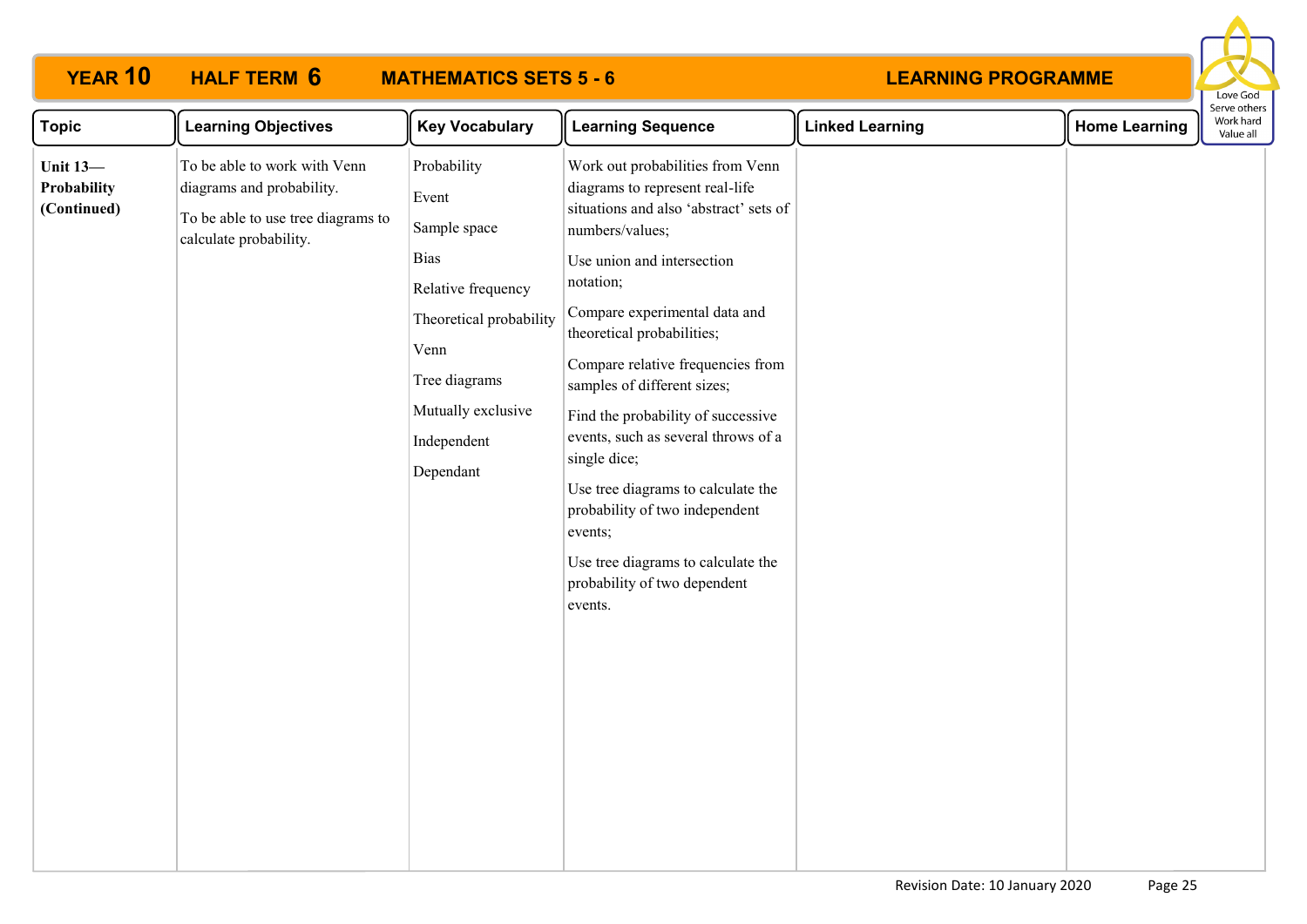## YEAR 10 HALF TERM 6 MATHEMATICS SETS 5 - 6 LEARNING PROGRAMME

Love God
Serve others
Work hard
Value all

| Topic | Learning Objectives | Key Vocabulary | Learning Sequence | Linked Learning | Home Learning |
|---|---|---|---|---|---|
| **Unit 13—Probability (Continued)** | To be able to work with Venn diagrams and probability.<br><br>To be able to use tree diagrams to calculate probability. | Probability<br>Event<br>Sample space<br>Bias<br>Relative frequency<br>Theoretical probability<br>Venn<br>Tree diagrams<br>Mutually exclusive<br>Independent<br>Dependant | Work out probabilities from Venn diagrams to represent real-life situations and also 'abstract' sets of numbers/values;<br><br>Use union and intersection notation;<br><br>Compare experimental data and theoretical probabilities;<br><br>Compare relative frequencies from samples of different sizes;<br><br>Find the probability of successive events, such as several throws of a single dice;<br><br>Use tree diagrams to calculate the probability of two independent events;<br><br>Use tree diagrams to calculate the probability of two dependent events. | | |

Revision Date: 10 January 2020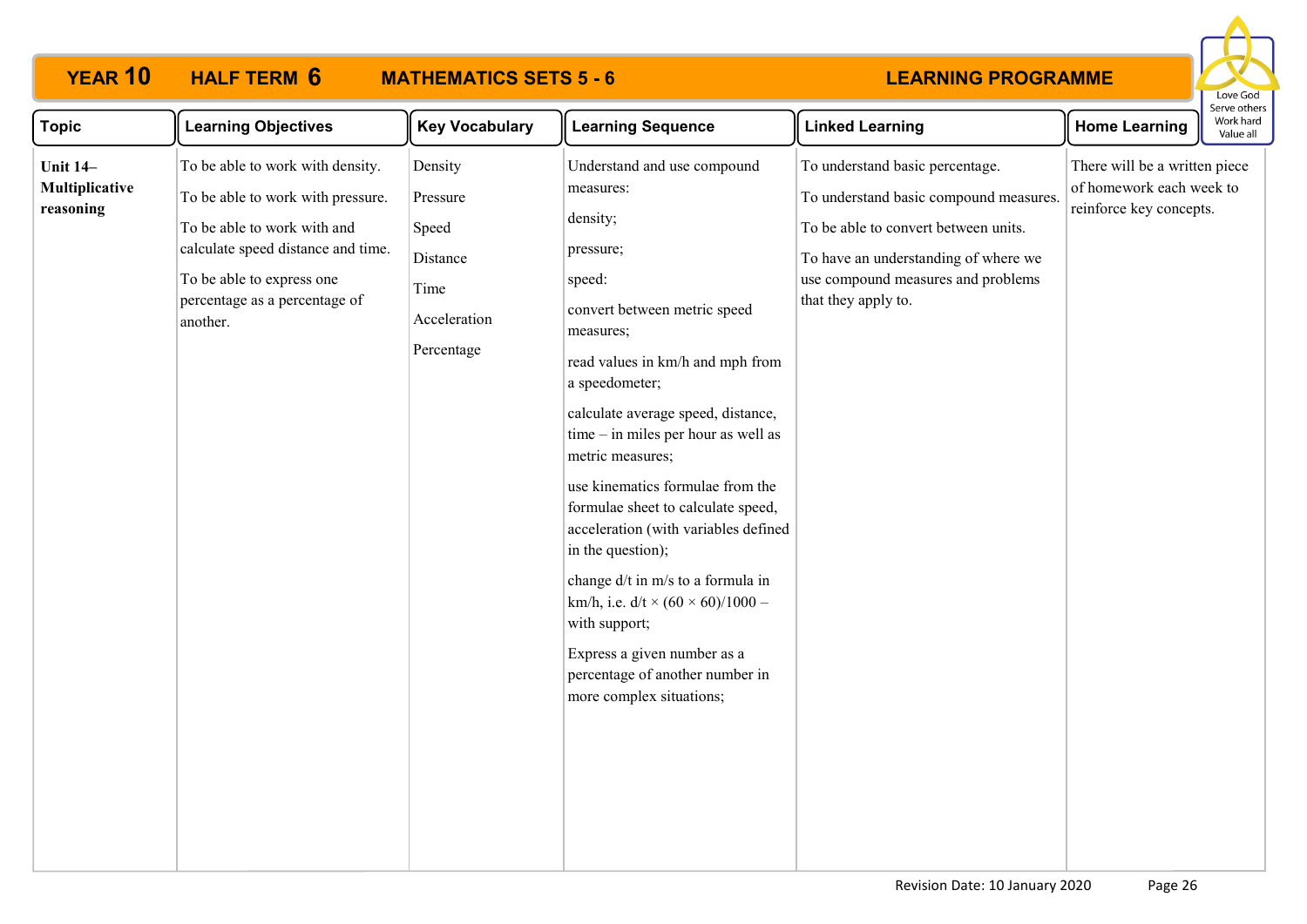# YEAR 10 HALF TERM 6 MATHEMATICS SETS 5 - 6 LEARNING PROGRAMME

Love God
Serve others
Work hard
Value all

| Topic | Learning Objectives | Key Vocabulary | Learning Sequence | Linked Learning | Home Learning |
|---|---|---|---|---|---|
| **Unit 14– Multiplicative reasoning** | To be able to work with density.<br><br>To be able to work with pressure.<br><br>To be able to work with and calculate speed distance and time.<br><br>To be able to express one percentage as a percentage of another. | Density<br><br>Pressure<br><br>Speed<br><br>Distance<br><br>Time<br><br>Acceleration<br><br>Percentage | Understand and use compound measures:<br><br>density;<br><br>pressure;<br><br>speed:<br><br>convert between metric speed measures;<br><br>read values in km/h and mph from a speedometer;<br><br>calculate average speed, distance, time – in miles per hour as well as metric measures;<br><br>use kinematics formulae from the formulae sheet to calculate speed, acceleration (with variables defined in the question);<br><br>change d/t in m/s to a formula in km/h, i.e. $d/t \times (60 \times 60)/1000$ – with support;<br><br>Express a given number as a percentage of another number in more complex situations; | To understand basic percentage.<br><br>To understand basic compound measures.<br><br>To be able to convert between units.<br><br>To have an understanding of where we use compound measures and problems that they apply to. | There will be a written piece of homework each week to reinforce key concepts. |

Revision Date: 10 January 2020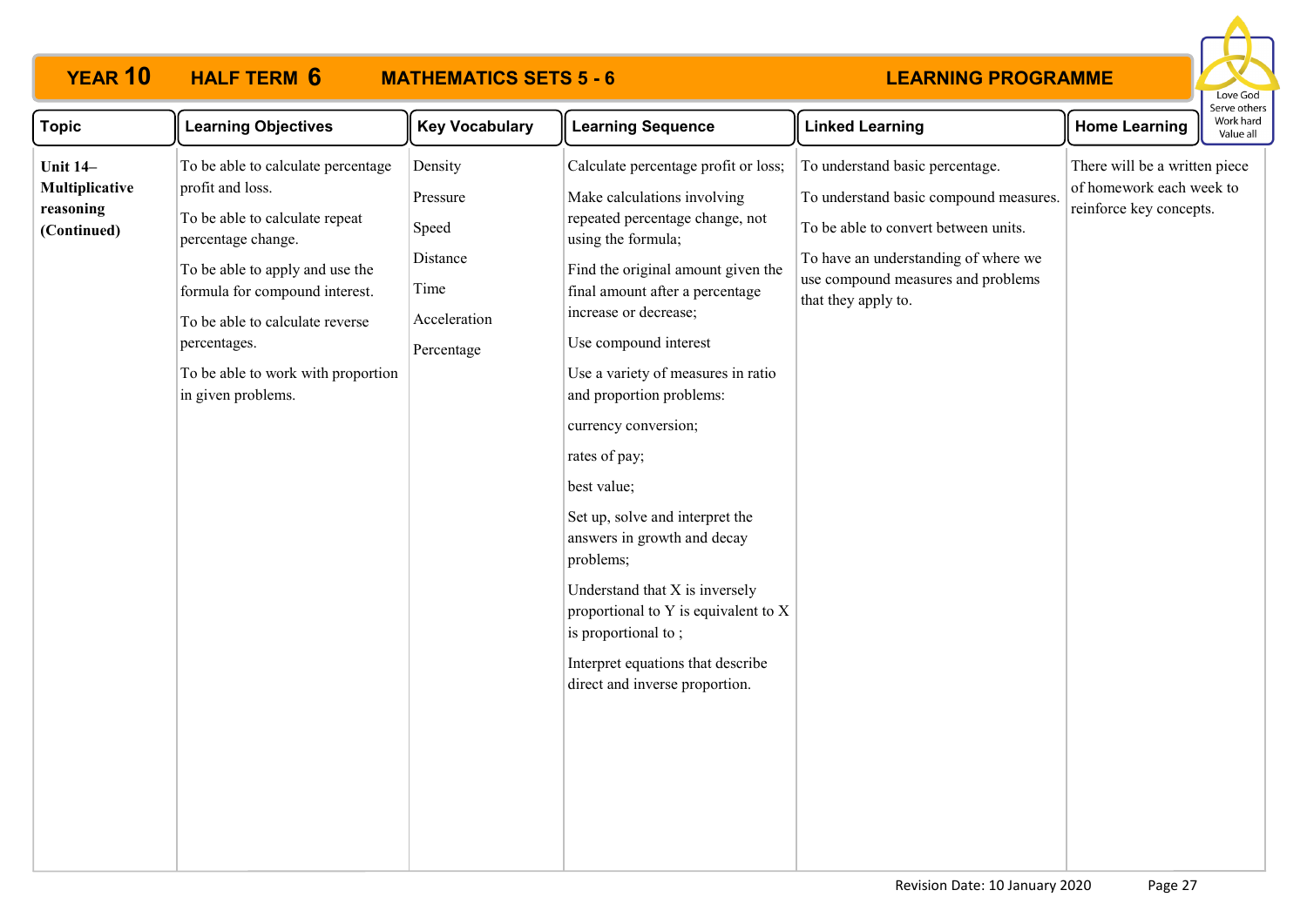# YEAR 10 HALF TERM 6 MATHEMATICS SETS 5 - 6 LEARNING PROGRAMME

Love God
Serve others
Work hard
Value all

| Topic | Learning Objectives | Key Vocabulary | Learning Sequence | Linked Learning | Home Learning |
|---|---|---|---|---|---|
| **Unit 14– Multiplicative reasoning (Continued)** | To be able to calculate percentage profit and loss.<br><br>To be able to calculate repeat percentage change.<br><br>To be able to apply and use the formula for compound interest.<br><br>To be able to calculate reverse percentages.<br><br>To be able to work with proportion in given problems. | Density<br><br>Pressure<br><br>Speed<br><br>Distance<br><br>Time<br><br>Acceleration<br><br>Percentage | Calculate percentage profit or loss;<br><br>Make calculations involving repeated percentage change, not using the formula;<br><br>Find the original amount given the final amount after a percentage increase or decrease;<br><br>Use compound interest<br><br>Use a variety of measures in ratio and proportion problems:<br><br>currency conversion;<br><br>rates of pay;<br><br>best value;<br><br>Set up, solve and interpret the answers in growth and decay problems;<br><br>Understand that X is inversely proportional to Y is equivalent to X is proportional to ;<br><br>Interpret equations that describe direct and inverse proportion. | To understand basic percentage.<br><br>To understand basic compound measures.<br><br>To be able to convert between units.<br><br>To have an understanding of where we use compound measures and problems that they apply to. | There will be a written piece of homework each week to reinforce key concepts. |

Revision Date: 10 January 2020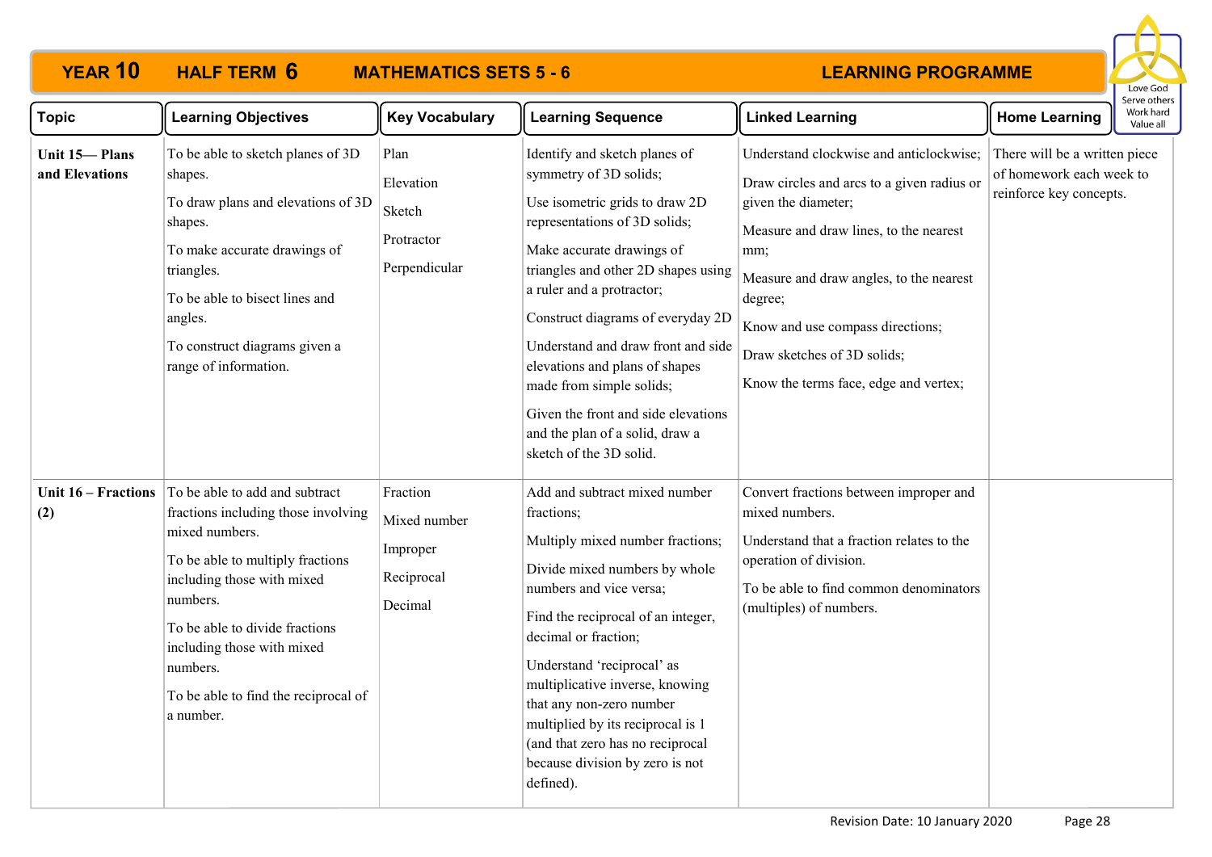# YEAR 10 HALF TERM 6 MATHEMATICS SETS 5 - 6 LEARNING PROGRAMME

Love God
Serve others
Work hard
Value all

| Topic | Learning Objectives | Key Vocabulary | Learning Sequence | Linked Learning | Home Learning |
|---|---|---|---|---|---|
| **Unit 15— Plans and Elevations** | To be able to sketch planes of 3D shapes.<br>To draw plans and elevations of 3D shapes.<br>To make accurate drawings of triangles.<br>To be able to bisect lines and angles.<br>To construct diagrams given a range of information. | Plan<br>Elevation<br>Sketch<br>Protractor<br>Perpendicular | Identify and sketch planes of symmetry of 3D solids;<br>Use isometric grids to draw 2D representations of 3D solids;<br>Make accurate drawings of triangles and other 2D shapes using a ruler and a protractor;<br>Construct diagrams of everyday 2D<br>Understand and draw front and side elevations and plans of shapes made from simple solids;<br>Given the front and side elevations and the plan of a solid, draw a sketch of the 3D solid. | Understand clockwise and anticlockwise;<br>Draw circles and arcs to a given radius or given the diameter;<br>Measure and draw lines, to the nearest mm;<br>Measure and draw angles, to the nearest degree;<br>Know and use compass directions;<br>Draw sketches of 3D solids;<br>Know the terms face, edge and vertex; | There will be a written piece of homework each week to reinforce key concepts. |
| **Unit 16 – Fractions (2)** | To be able to add and subtract fractions including those involving mixed numbers.<br>To be able to multiply fractions including those with mixed numbers.<br>To be able to divide fractions including those with mixed numbers.<br>To be able to find the reciprocal of a number. | Fraction<br>Mixed number<br>Improper<br>Reciprocal<br>Decimal | Add and subtract mixed number fractions;<br>Multiply mixed number fractions;<br>Divide mixed numbers by whole numbers and vice versa;<br>Find the reciprocal of an integer, decimal or fraction;<br>Understand 'reciprocal' as multiplicative inverse, knowing that any non-zero number multiplied by its reciprocal is 1 (and that zero has no reciprocal because division by zero is not defined). | Convert fractions between improper and mixed numbers.<br>Understand that a fraction relates to the operation of division.<br>To be able to find common denominators (multiples) of numbers. | |

Revision Date: 10 January 2020